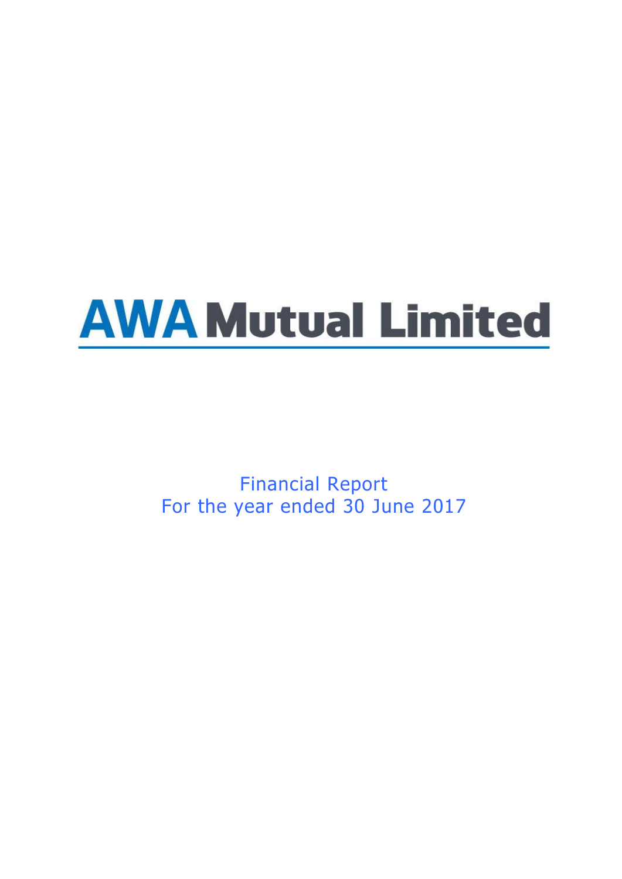# AWA Mutual Limited

Financial Report
For the year ended 30 June 2017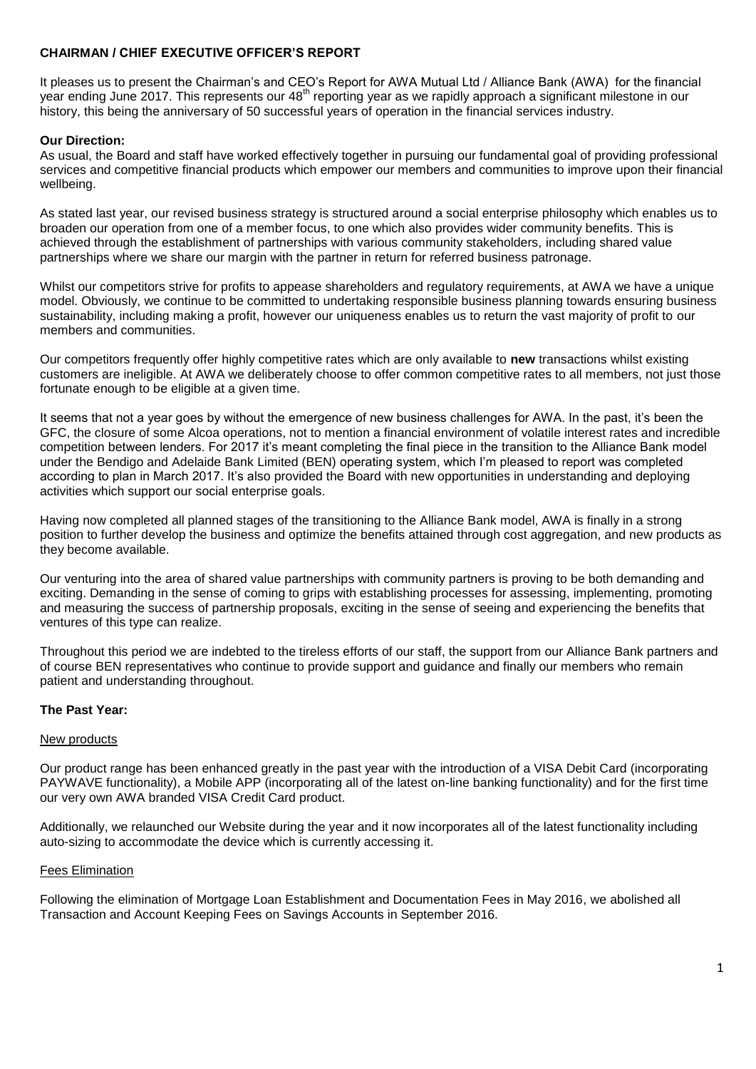# CHAIRMAN / CHIEF EXECUTIVE OFFICER'S REPORT

It pleases us to present the Chairman's and CEO's Report for AWA Mutual Ltd / Alliance Bank (AWA) for the financial year ending June 2017. This represents our 48th reporting year as we rapidly approach a significant milestone in our history, this being the anniversary of 50 successful years of operation in the financial services industry.

## Our Direction:

As usual, the Board and staff have worked effectively together in pursuing our fundamental goal of providing professional services and competitive financial products which empower our members and communities to improve upon their financial wellbeing.

As stated last year, our revised business strategy is structured around a social enterprise philosophy which enables us to broaden our operation from one of a member focus, to one which also provides wider community benefits. This is achieved through the establishment of partnerships with various community stakeholders, including shared value partnerships where we share our margin with the partner in return for referred business patronage.

Whilst our competitors strive for profits to appease shareholders and regulatory requirements, at AWA we have a unique model. Obviously, we continue to be committed to undertaking responsible business planning towards ensuring business sustainability, including making a profit, however our uniqueness enables us to return the vast majority of profit to our members and communities.

Our competitors frequently offer highly competitive rates which are only available to **new** transactions whilst existing customers are ineligible. At AWA we deliberately choose to offer common competitive rates to all members, not just those fortunate enough to be eligible at a given time.

It seems that not a year goes by without the emergence of new business challenges for AWA. In the past, it's been the GFC, the closure of some Alcoa operations, not to mention a financial environment of volatile interest rates and incredible competition between lenders. For 2017 it's meant completing the final piece in the transition to the Alliance Bank model under the Bendigo and Adelaide Bank Limited (BEN) operating system, which I'm pleased to report was completed according to plan in March 2017. It's also provided the Board with new opportunities in understanding and deploying activities which support our social enterprise goals.

Having now completed all planned stages of the transitioning to the Alliance Bank model, AWA is finally in a strong position to further develop the business and optimize the benefits attained through cost aggregation, and new products as they become available.

Our venturing into the area of shared value partnerships with community partners is proving to be both demanding and exciting. Demanding in the sense of coming to grips with establishing processes for assessing, implementing, promoting and measuring the success of partnership proposals, exciting in the sense of seeing and experiencing the benefits that ventures of this type can realize.

Throughout this period we are indebted to the tireless efforts of our staff, the support from our Alliance Bank partners and of course BEN representatives who continue to provide support and guidance and finally our members who remain patient and understanding throughout.

## The Past Year:

### New products

Our product range has been enhanced greatly in the past year with the introduction of a VISA Debit Card (incorporating PAYWAVE functionality), a Mobile APP (incorporating all of the latest on-line banking functionality) and for the first time our very own AWA branded VISA Credit Card product.

Additionally, we relaunched our Website during the year and it now incorporates all of the latest functionality including auto-sizing to accommodate the device which is currently accessing it.

### Fees Elimination

Following the elimination of Mortgage Loan Establishment and Documentation Fees in May 2016, we abolished all Transaction and Account Keeping Fees on Savings Accounts in September 2016.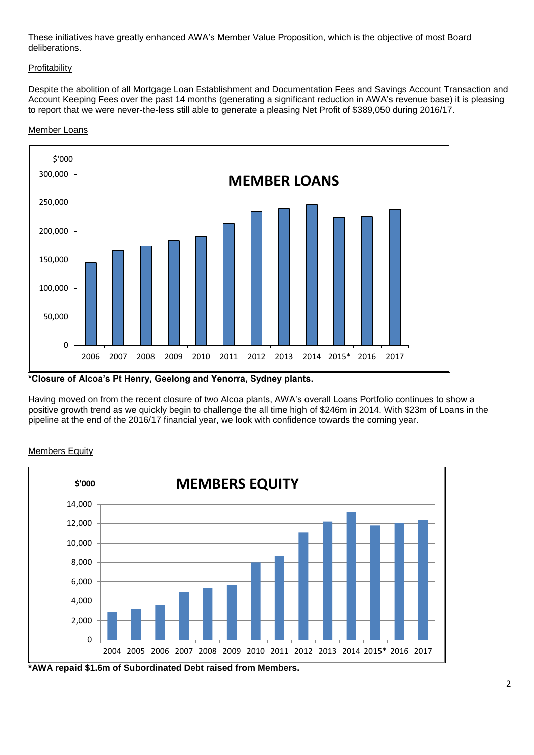These initiatives have greatly enhanced AWA's Member Value Proposition, which is the objective of most Board deliberations.

Profitability

Despite the abolition of all Mortgage Loan Establishment and Documentation Fees and Savings Account Transaction and Account Keeping Fees over the past 14 months (generating a significant reduction in AWA's revenue base) it is pleasing to report that we were never-the-less still able to generate a pleasing Net Profit of $389,050 during 2016/17.

Member Loans

**\*Closure of Alcoa's Pt Henry, Geelong and Yenorra, Sydney plants.**

Having moved on from the recent closure of two Alcoa plants, AWA's overall Loans Portfolio continues to show a positive growth trend as we quickly begin to challenge the all time high of $246m in 2014. With $23m of Loans in the pipeline at the end of the 2016/17 financial year, we look with confidence towards the coming year.

Members Equity

**\*AWA repaid $1.6m of Subordinated Debt raised from Members.**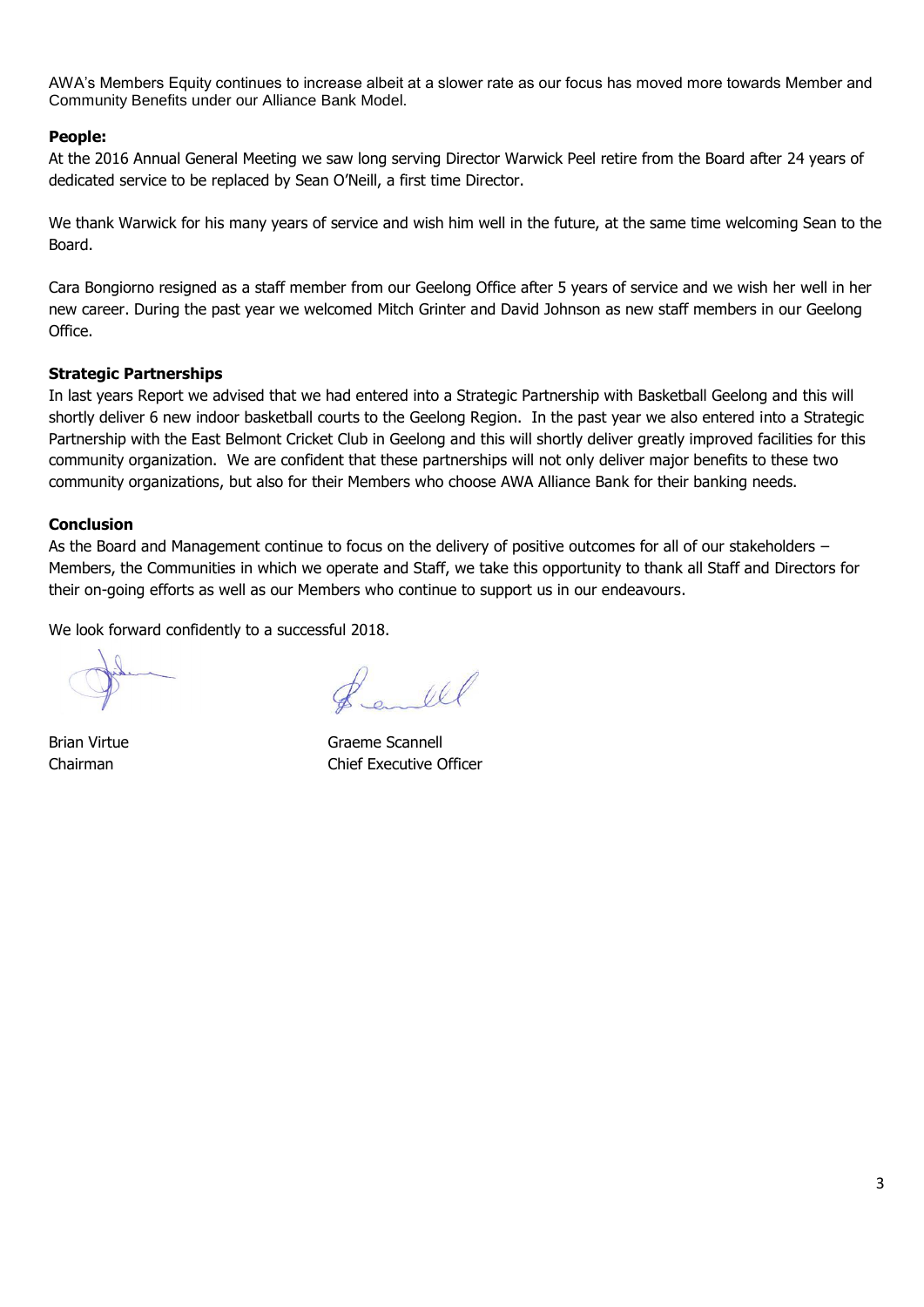AWA's Members Equity continues to increase albeit at a slower rate as our focus has moved more towards Member and Community Benefits under our Alliance Bank Model.

**People:**

At the 2016 Annual General Meeting we saw long serving Director Warwick Peel retire from the Board after 24 years of dedicated service to be replaced by Sean O'Neill, a first time Director.

We thank Warwick for his many years of service and wish him well in the future, at the same time welcoming Sean to the Board.

Cara Bongiorno resigned as a staff member from our Geelong Office after 5 years of service and we wish her well in her new career. During the past year we welcomed Mitch Grinter and David Johnson as new staff members in our Geelong Office.

**Strategic Partnerships**

In last years Report we advised that we had entered into a Strategic Partnership with Basketball Geelong and this will shortly deliver 6 new indoor basketball courts to the Geelong Region. In the past year we also entered into a Strategic Partnership with the East Belmont Cricket Club in Geelong and this will shortly deliver greatly improved facilities for this community organization. We are confident that these partnerships will not only deliver major benefits to these two community organizations, but also for their Members who choose AWA Alliance Bank for their banking needs.

**Conclusion**

As the Board and Management continue to focus on the delivery of positive outcomes for all of our stakeholders – Members, the Communities in which we operate and Staff, we take this opportunity to thank all Staff and Directors for their on-going efforts as well as our Members who continue to support us in our endeavours.

We look forward confidently to a successful 2018.

Brian Virtue
Chairman

Graeme Scannell
Chief Executive Officer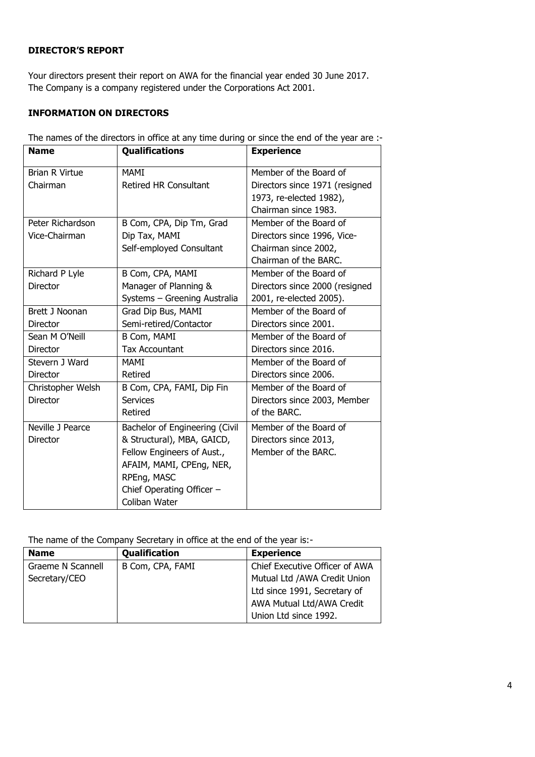### DIRECTOR'S REPORT

Your directors present their report on AWA for the financial year ended 30 June 2017. The Company is a company registered under the Corporations Act 2001.

### INFORMATION ON DIRECTORS

The names of the directors in office at any time during or since the end of the year are :-

| Name | Qualifications | Experience |
|---|---|---|
| Brian R Virtue<br>Chairman | MAMI<br>Retired HR Consultant | Member of the Board of Directors since 1971 (resigned 1973, re-elected 1982), Chairman since 1983. |
| Peter Richardson<br>Vice-Chairman | B Com, CPA, Dip Tm, Grad Dip Tax, MAMI<br>Self-employed Consultant | Member of the Board of Directors since 1996, Vice-Chairman since 2002, Chairman of the BARC. |
| Richard P Lyle<br>Director | B Com, CPA, MAMI<br>Manager of Planning & Systems – Greening Australia | Member of the Board of Directors since 2000 (resigned 2001, re-elected 2005). |
| Brett J Noonan<br>Director | Grad Dip Bus, MAMI<br>Semi-retired/Contactor | Member of the Board of Directors since 2001. |
| Sean M O'Neill<br>Director | B Com, MAMI<br>Tax Accountant | Member of the Board of Directors since 2016. |
| Stevern J Ward<br>Director | MAMI<br>Retired | Member of the Board of Directors since 2006. |
| Christopher Welsh<br>Director | B Com, CPA, FAMI, Dip Fin Services<br>Retired | Member of the Board of Directors since 2003, Member of the BARC. |
| Neville J Pearce<br>Director | Bachelor of Engineering (Civil & Structural), MBA, GAICD, Fellow Engineers of Aust., AFAIM, MAMI, CPEng, NER, RPEng, MASC<br>Chief Operating Officer – Coliban Water | Member of the Board of Directors since 2013, Member of the BARC. |

The name of the Company Secretary in office at the end of the year is:-

| Name | Qualification | Experience |
|---|---|---|
| Graeme N Scannell<br>Secretary/CEO | B Com, CPA, FAMI | Chief Executive Officer of AWA Mutual Ltd /AWA Credit Union Ltd since 1991, Secretary of AWA Mutual Ltd/AWA Credit Union Ltd since 1992. |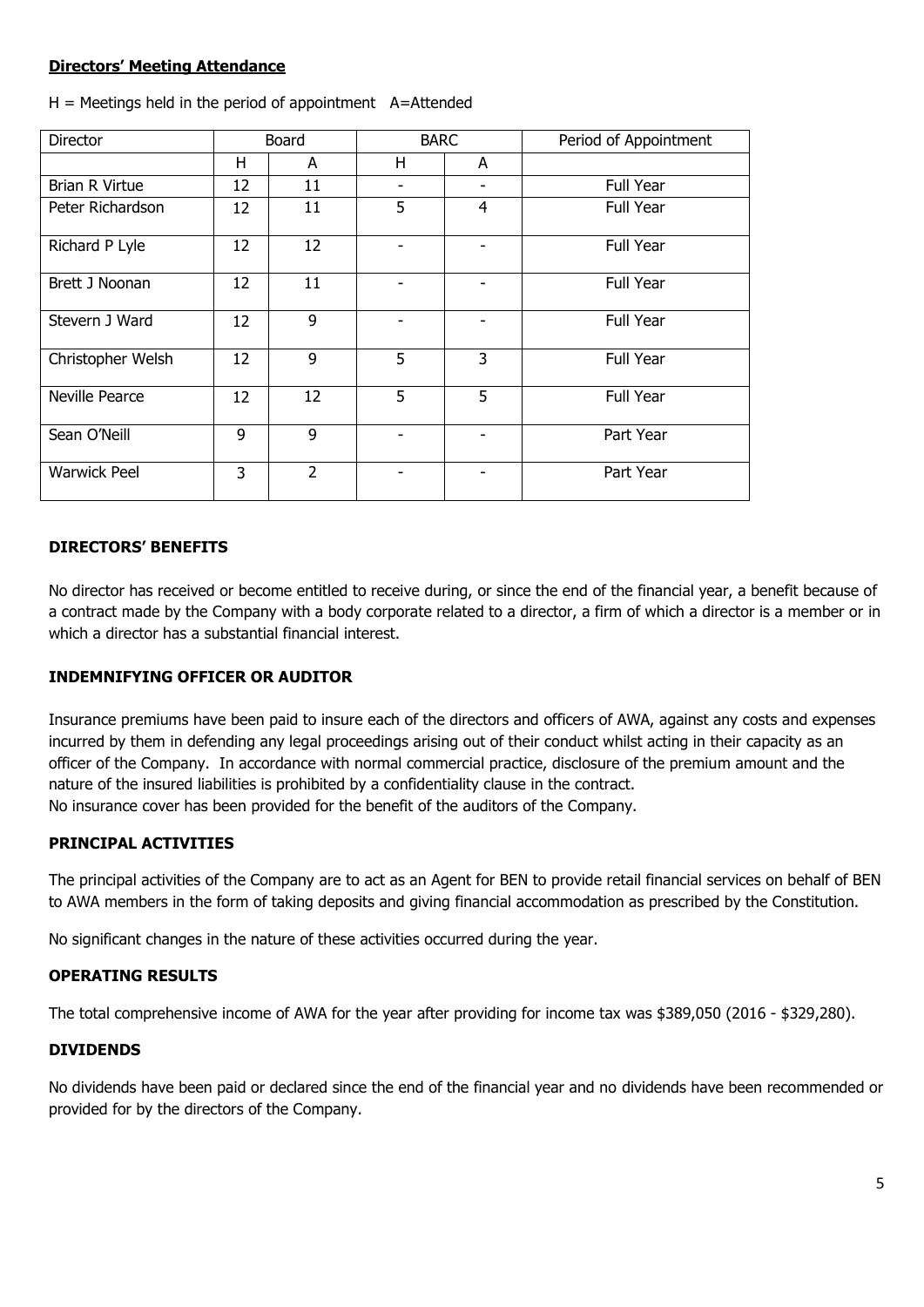**Directors' Meeting Attendance**

H = Meetings held in the period of appointment A=Attended

| Director | Board | | BARC | | Period of Appointment |
|---|---|---|---|---|---|
| | H | A | H | A | |
| Brian R Virtue | 12 | 11 | - | - | Full Year |
| Peter Richardson | 12 | 11 | 5 | 4 | Full Year |
| Richard P Lyle | 12 | 12 | - | - | Full Year |
| Brett J Noonan | 12 | 11 | - | - | Full Year |
| Stevern J Ward | 12 | 9 | - | - | Full Year |
| Christopher Welsh | 12 | 9 | 5 | 3 | Full Year |
| Neville Pearce | 12 | 12 | 5 | 5 | Full Year |
| Sean O'Neill | 9 | 9 | - | - | Part Year |
| Warwick Peel | 3 | 2 | - | - | Part Year |

### DIRECTORS' BENEFITS

No director has received or become entitled to receive during, or since the end of the financial year, a benefit because of a contract made by the Company with a body corporate related to a director, a firm of which a director is a member or in which a director has a substantial financial interest.

### INDEMNIFYING OFFICER OR AUDITOR

Insurance premiums have been paid to insure each of the directors and officers of AWA, against any costs and expenses incurred by them in defending any legal proceedings arising out of their conduct whilst acting in their capacity as an officer of the Company. In accordance with normal commercial practice, disclosure of the premium amount and the nature of the insured liabilities is prohibited by a confidentiality clause in the contract.
No insurance cover has been provided for the benefit of the auditors of the Company.

### PRINCIPAL ACTIVITIES

The principal activities of the Company are to act as an Agent for BEN to provide retail financial services on behalf of BEN to AWA members in the form of taking deposits and giving financial accommodation as prescribed by the Constitution.

No significant changes in the nature of these activities occurred during the year.

### OPERATING RESULTS

The total comprehensive income of AWA for the year after providing for income tax was $389,050 (2016 - $329,280).

### DIVIDENDS

No dividends have been paid or declared since the end of the financial year and no dividends have been recommended or provided for by the directors of the Company.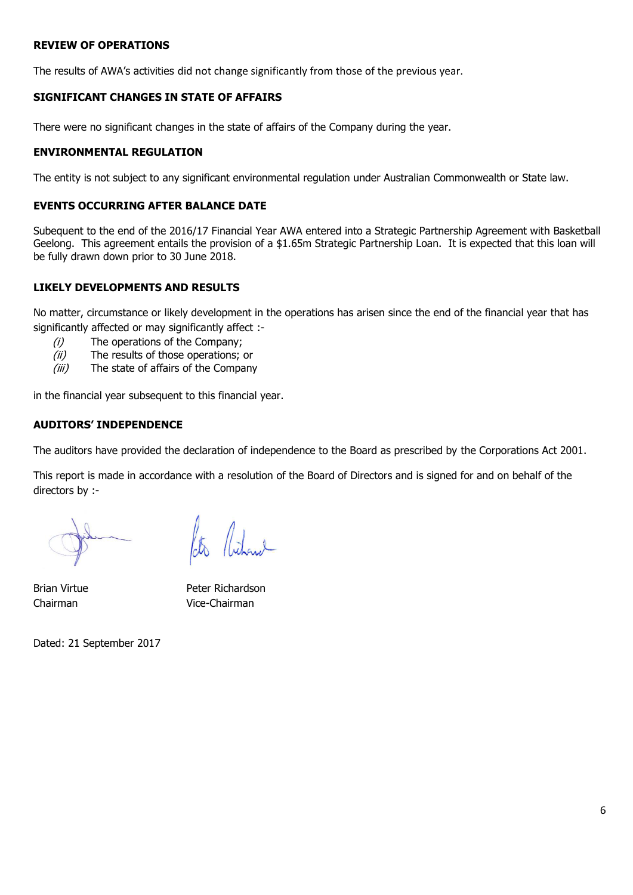### REVIEW OF OPERATIONS

The results of AWA's activities did not change significantly from those of the previous year.

### SIGNIFICANT CHANGES IN STATE OF AFFAIRS

There were no significant changes in the state of affairs of the Company during the year.

### ENVIRONMENTAL REGULATION

The entity is not subject to any significant environmental regulation under Australian Commonwealth or State law.

### EVENTS OCCURRING AFTER BALANCE DATE

Subequent to the end of the 2016/17 Financial Year AWA entered into a Strategic Partnership Agreement with Basketball Geelong. This agreement entails the provision of a $1.65m Strategic Partnership Loan. It is expected that this loan will be fully drawn down prior to 30 June 2018.

### LIKELY DEVELOPMENTS AND RESULTS

No matter, circumstance or likely development in the operations has arisen since the end of the financial year that has significantly affected or may significantly affect :-

*(i)* The operations of the Company;
*(ii)* The results of those operations; or
*(iii)* The state of affairs of the Company

in the financial year subsequent to this financial year.

### AUDITORS' INDEPENDENCE

The auditors have provided the declaration of independence to the Board as prescribed by the Corporations Act 2001.

This report is made in accordance with a resolution of the Board of Directors and is signed for and on behalf of the directors by :-

Brian Virtue
Chairman

Peter Richardson
Vice-Chairman

Dated: 21 September 2017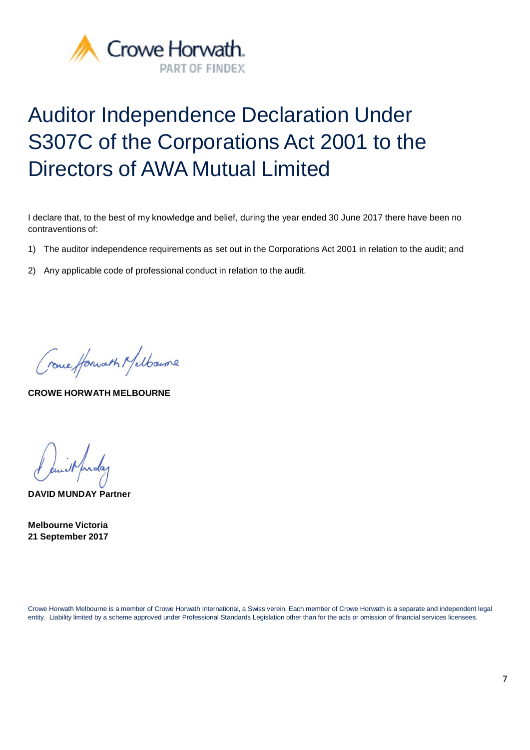Crowe Horwath.
PART OF FINDEX

# Auditor Independence Declaration Under S307C of the Corporations Act 2001 to the Directors of AWA Mutual Limited

I declare that, to the best of my knowledge and belief, during the year ended 30 June 2017 there have been no contraventions of:

1) The auditor independence requirements as set out in the Corporations Act 2001 in relation to the audit; and

2) Any applicable code of professional conduct in relation to the audit.

**CROWE HORWATH MELBOURNE**

**DAVID MUNDAY Partner**

**Melbourne Victoria**
**21 September 2017**

Crowe Horwath Melbourne is a member of Crowe Horwath International, a Swiss verein. Each member of Crowe Horwath is a separate and independent legal entity. Liability limited by a scheme approved under Professional Standards Legislation other than for the acts or omission of financial services licensees.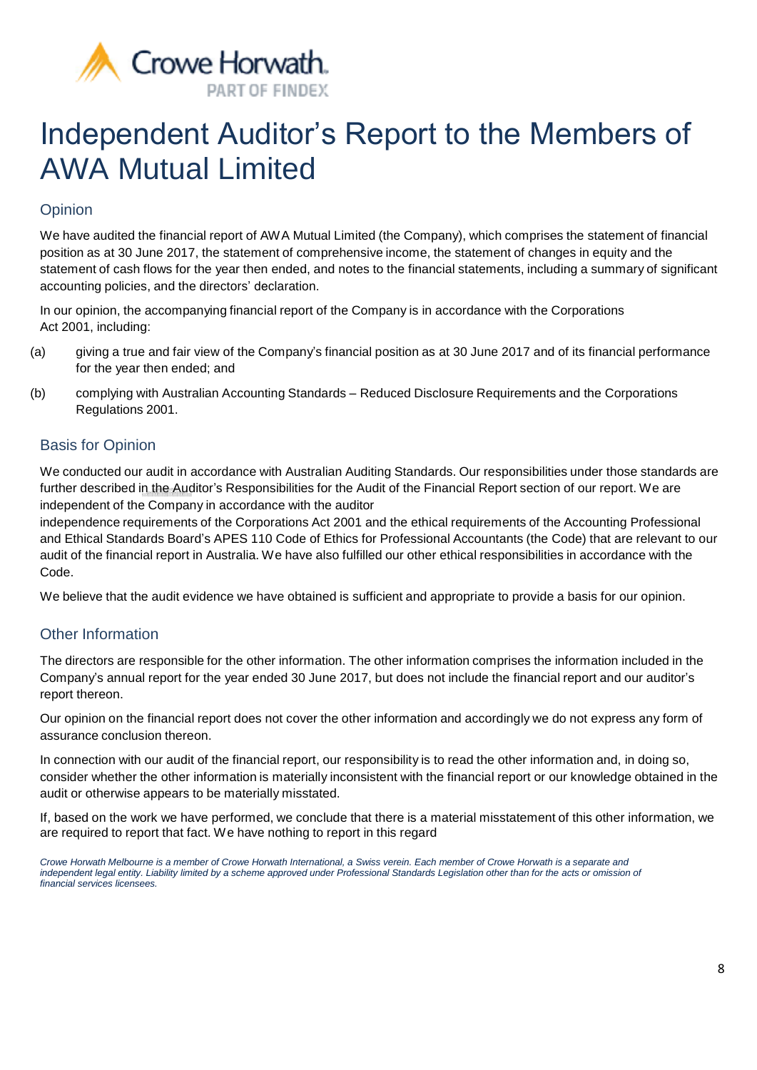Crowe Horwath.
PART OF FINDEX

# Independent Auditor's Report to the Members of AWA Mutual Limited

## Opinion

We have audited the financial report of AWA Mutual Limited (the Company), which comprises the statement of financial position as at 30 June 2017, the statement of comprehensive income, the statement of changes in equity and the statement of cash flows for the year then ended, and notes to the financial statements, including a summary of significant accounting policies, and the directors' declaration.

In our opinion, the accompanying financial report of the Company is in accordance with the Corporations Act 2001, including:

(a) giving a true and fair view of the Company's financial position as at 30 June 2017 and of its financial performance for the year then ended; and

(b) complying with Australian Accounting Standards – Reduced Disclosure Requirements and the Corporations Regulations 2001.

## Basis for Opinion

We conducted our audit in accordance with Australian Auditing Standards. Our responsibilities under those standards are further described in the Auditor's Responsibilities for the Audit of the Financial Report section of our report. We are independent of the Company in accordance with the auditor independence requirements of the Corporations Act 2001 and the ethical requirements of the Accounting Professional and Ethical Standards Board's APES 110 Code of Ethics for Professional Accountants (the Code) that are relevant to our audit of the financial report in Australia. We have also fulfilled our other ethical responsibilities in accordance with the Code.

We believe that the audit evidence we have obtained is sufficient and appropriate to provide a basis for our opinion.

## Other Information

The directors are responsible for the other information. The other information comprises the information included in the Company's annual report for the year ended 30 June 2017, but does not include the financial report and our auditor's report thereon.

Our opinion on the financial report does not cover the other information and accordingly we do not express any form of assurance conclusion thereon.

In connection with our audit of the financial report, our responsibility is to read the other information and, in doing so, consider whether the other information is materially inconsistent with the financial report or our knowledge obtained in the audit or otherwise appears to be materially misstated.

If, based on the work we have performed, we conclude that there is a material misstatement of this other information, we are required to report that fact. We have nothing to report in this regard

*Crowe Horwath Melbourne is a member of Crowe Horwath International, a Swiss verein. Each member of Crowe Horwath is a separate and independent legal entity. Liability limited by a scheme approved under Professional Standards Legislation other than for the acts or omission of financial services licensees.*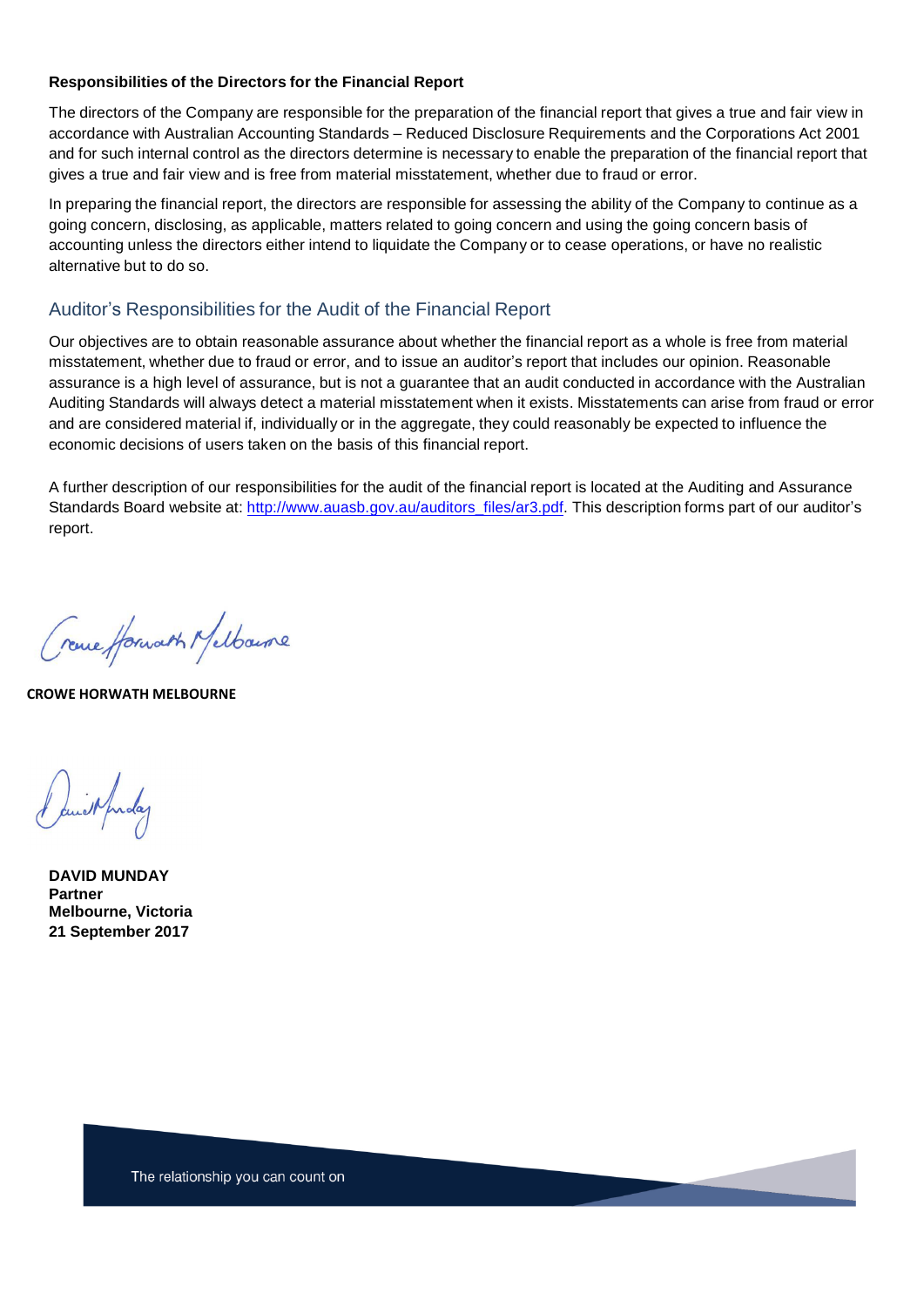**Responsibilities of the Directors for the Financial Report**

The directors of the Company are responsible for the preparation of the financial report that gives a true and fair view in accordance with Australian Accounting Standards – Reduced Disclosure Requirements and the Corporations Act 2001 and for such internal control as the directors determine is necessary to enable the preparation of the financial report that gives a true and fair view and is free from material misstatement, whether due to fraud or error.

In preparing the financial report, the directors are responsible for assessing the ability of the Company to continue as a going concern, disclosing, as applicable, matters related to going concern and using the going concern basis of accounting unless the directors either intend to liquidate the Company or to cease operations, or have no realistic alternative but to do so.

## Auditor's Responsibilities for the Audit of the Financial Report

Our objectives are to obtain reasonable assurance about whether the financial report as a whole is free from material misstatement, whether due to fraud or error, and to issue an auditor's report that includes our opinion. Reasonable assurance is a high level of assurance, but is not a guarantee that an audit conducted in accordance with the Australian Auditing Standards will always detect a material misstatement when it exists. Misstatements can arise from fraud or error and are considered material if, individually or in the aggregate, they could reasonably be expected to influence the economic decisions of users taken on the basis of this financial report.

A further description of our responsibilities for the audit of the financial report is located at the Auditing and Assurance Standards Board website at: http://www.auasb.gov.au/auditors_files/ar3.pdf. This description forms part of our auditor's report.

Crowe Horwath Melbourne

**CROWE HORWATH MELBOURNE**

David Munday

**DAVID MUNDAY**
**Partner**
**Melbourne, Victoria**
**21 September 2017**

The relationship you can count on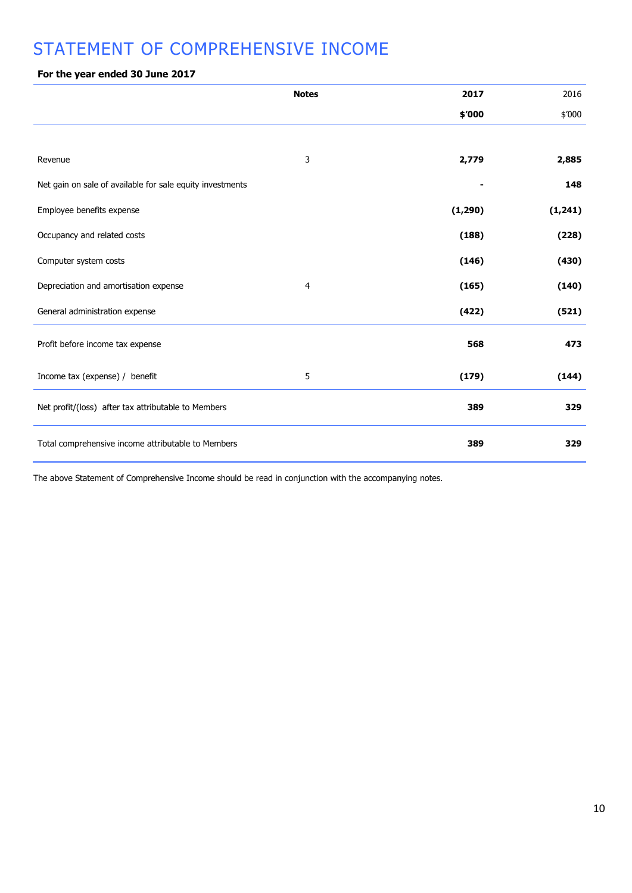# STATEMENT OF COMPREHENSIVE INCOME

**For the year ended 30 June 2017**

| | Notes | 2017 | 2016 |
|---|---|---|---|
| | | $'000 | $'000 |
| Revenue | 3 | 2,779 | 2,885 |
| Net gain on sale of available for sale equity investments | | - | 148 |
| Employee benefits expense | | (1,290) | (1,241) |
| Occupancy and related costs | | (188) | (228) |
| Computer system costs | | (146) | (430) |
| Depreciation and amortisation expense | 4 | (165) | (140) |
| General administration expense | | (422) | (521) |
| Profit before income tax expense | | 568 | 473 |
| Income tax (expense) / benefit | 5 | (179) | (144) |
| Net profit/(loss) after tax attributable to Members | | 389 | 329 |
| Total comprehensive income attributable to Members | | 389 | 329 |

The above Statement of Comprehensive Income should be read in conjunction with the accompanying notes.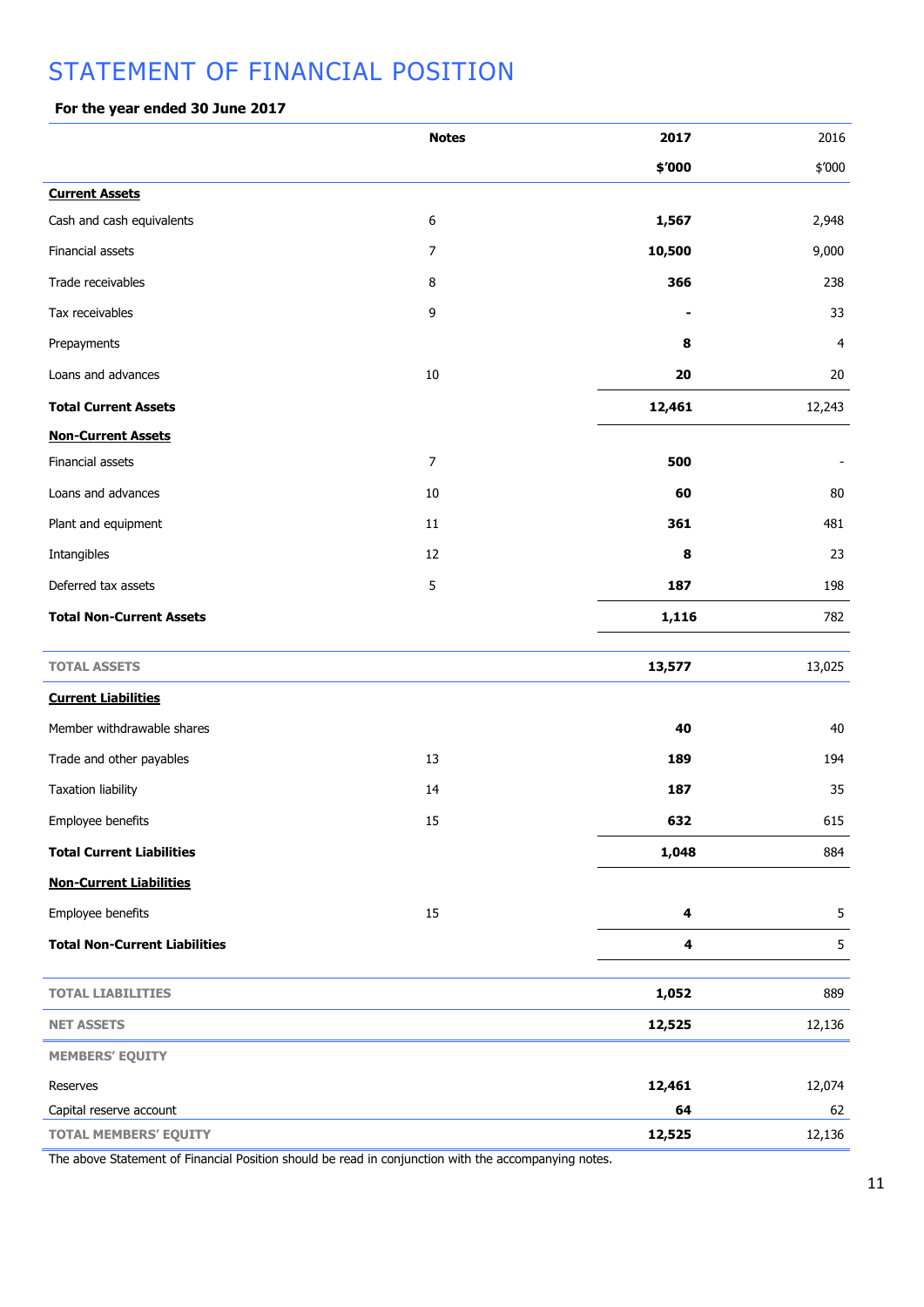# STATEMENT OF FINANCIAL POSITION

**For the year ended 30 June 2017**

| | **Notes** | **2017** | 2016 |
|---|---|---|---|
| | | **$'000** | $'000 |
| **Current Assets** | | | |
| Cash and cash equivalents | 6 | **1,567** | 2,948 |
| Financial assets | 7 | **10,500** | 9,000 |
| Trade receivables | 8 | **366** | 238 |
| Tax receivables | 9 | **-** | 33 |
| Prepayments | | **8** | 4 |
| Loans and advances | 10 | **20** | 20 |
| **Total Current Assets** | | **12,461** | 12,243 |
| **Non-Current Assets** | | | |
| Financial assets | 7 | **500** | - |
| Loans and advances | 10 | **60** | 80 |
| Plant and equipment | 11 | **361** | 481 |
| Intangibles | 12 | **8** | 23 |
| Deferred tax assets | 5 | **187** | 198 |
| **Total Non-Current Assets** | | **1,116** | 782 |
| **TOTAL ASSETS** | | **13,577** | 13,025 |
| **Current Liabilities** | | | |
| Member withdrawable shares | | **40** | 40 |
| Trade and other payables | 13 | **189** | 194 |
| Taxation liability | 14 | **187** | 35 |
| Employee benefits | 15 | **632** | 615 |
| **Total Current Liabilities** | | **1,048** | 884 |
| **Non-Current Liabilities** | | | |
| Employee benefits | 15 | **4** | 5 |
| **Total Non-Current Liabilities** | | **4** | 5 |
| **TOTAL LIABILITIES** | | **1,052** | 889 |
| **NET ASSETS** | | **12,525** | 12,136 |
| **MEMBERS' EQUITY** | | | |
| Reserves | | **12,461** | 12,074 |
| Capital reserve account | | **64** | 62 |
| **TOTAL MEMBERS' EQUITY** | | **12,525** | 12,136 |

The above Statement of Financial Position should be read in conjunction with the accompanying notes.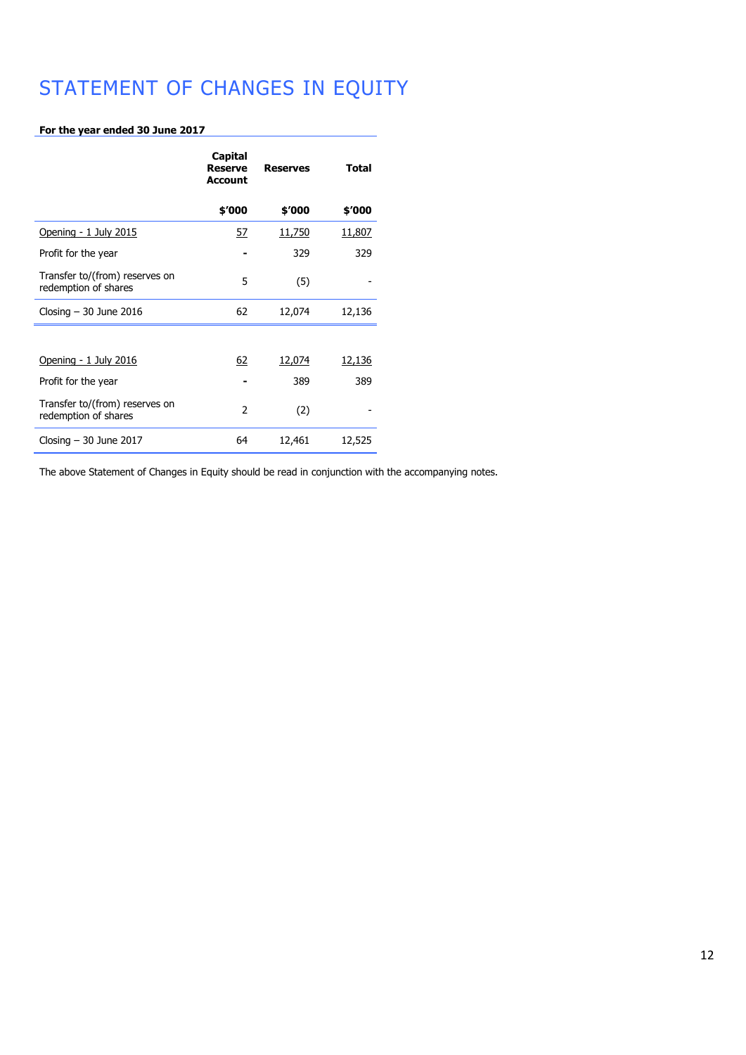# STATEMENT OF CHANGES IN EQUITY

**For the year ended 30 June 2017**

| | Capital Reserve Account | Reserves | Total |
|---|---|---|---|
| | $'000 | $'000 | $'000 |
| Opening - 1 July 2015 | 57 | 11,750 | 11,807 |
| Profit for the year | - | 329 | 329 |
| Transfer to/(from) reserves on redemption of shares | 5 | (5) | - |
| Closing – 30 June 2016 | 62 | 12,074 | 12,136 |
| | | | |
| Opening - 1 July 2016 | 62 | 12,074 | 12,136 |
| Profit for the year | - | 389 | 389 |
| Transfer to/(from) reserves on redemption of shares | 2 | (2) | - |
| Closing – 30 June 2017 | 64 | 12,461 | 12,525 |

The above Statement of Changes in Equity should be read in conjunction with the accompanying notes.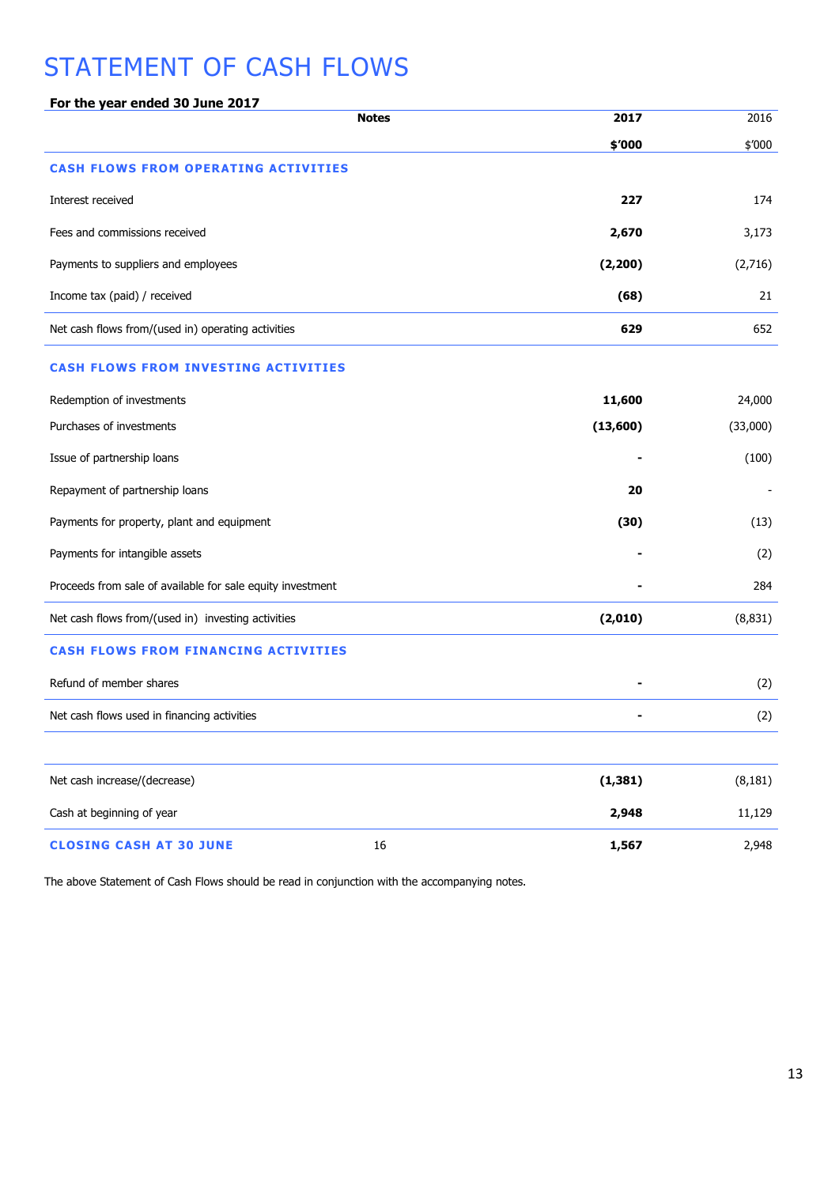# STATEMENT OF CASH FLOWS

**For the year ended 30 June 2017**

| | Notes | 2017 | 2016 |
|---|---|---|---|
| | | **$'000** | $'000 |
| **CASH FLOWS FROM OPERATING ACTIVITIES** | | | |
| Interest received | | **227** | 174 |
| Fees and commissions received | | **2,670** | 3,173 |
| Payments to suppliers and employees | | **(2,200)** | (2,716) |
| Income tax (paid) / received | | **(68)** | 21 |
| Net cash flows from/(used in) operating activities | | **629** | 652 |
| **CASH FLOWS FROM INVESTING ACTIVITIES** | | | |
| Redemption of investments | | **11,600** | 24,000 |
| Purchases of investments | | **(13,600)** | (33,000) |
| Issue of partnership loans | | **-** | (100) |
| Repayment of partnership loans | | **20** | - |
| Payments for property, plant and equipment | | **(30)** | (13) |
| Payments for intangible assets | | **-** | (2) |
| Proceeds from sale of available for sale equity investment | | **-** | 284 |
| Net cash flows from/(used in) investing activities | | **(2,010)** | (8,831) |
| **CASH FLOWS FROM FINANCING ACTIVITIES** | | | |
| Refund of member shares | | **-** | (2) |
| Net cash flows used in financing activities | | **-** | (2) |
| | | | |
| Net cash increase/(decrease) | | **(1,381)** | (8,181) |
| Cash at beginning of year | | **2,948** | 11,129 |
| **CLOSING CASH AT 30 JUNE** | 16 | **1,567** | 2,948 |

The above Statement of Cash Flows should be read in conjunction with the accompanying notes.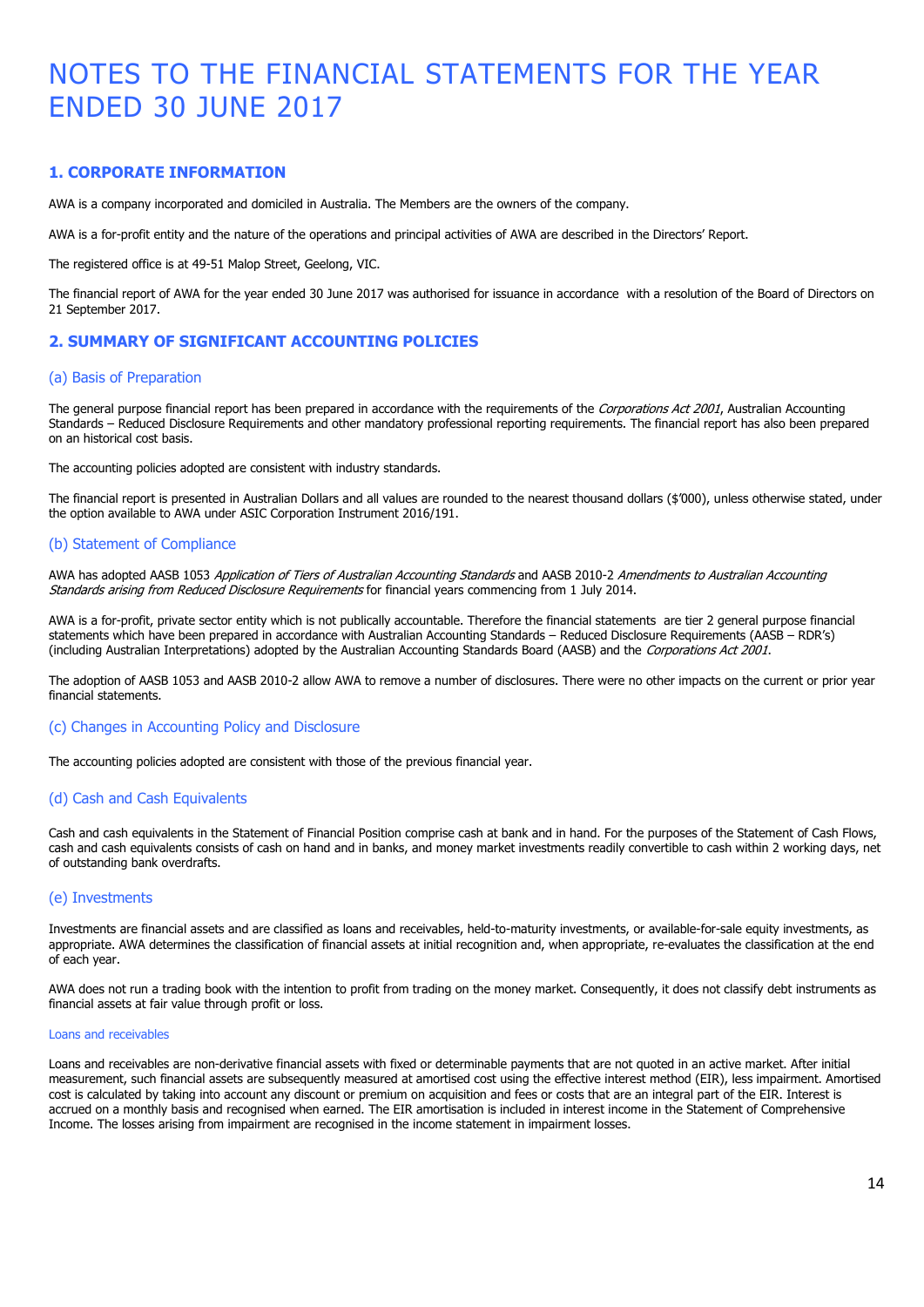# NOTES TO THE FINANCIAL STATEMENTS FOR THE YEAR ENDED 30 JUNE 2017

## 1. CORPORATE INFORMATION

AWA is a company incorporated and domiciled in Australia. The Members are the owners of the company.

AWA is a for-profit entity and the nature of the operations and principal activities of AWA are described in the Directors' Report.

The registered office is at 49-51 Malop Street, Geelong, VIC.

The financial report of AWA for the year ended 30 June 2017 was authorised for issuance in accordance with a resolution of the Board of Directors on 21 September 2017.

## 2. SUMMARY OF SIGNIFICANT ACCOUNTING POLICIES

### (a) Basis of Preparation

The general purpose financial report has been prepared in accordance with the requirements of the *Corporations Act 2001*, Australian Accounting Standards – Reduced Disclosure Requirements and other mandatory professional reporting requirements. The financial report has also been prepared on an historical cost basis.

The accounting policies adopted are consistent with industry standards.

The financial report is presented in Australian Dollars and all values are rounded to the nearest thousand dollars ($'000), unless otherwise stated, under the option available to AWA under ASIC Corporation Instrument 2016/191.

### (b) Statement of Compliance

AWA has adopted AASB 1053 *Application of Tiers of Australian Accounting Standards* and AASB 2010-2 *Amendments to Australian Accounting Standards arising from Reduced Disclosure Requirements* for financial years commencing from 1 July 2014.

AWA is a for-profit, private sector entity which is not publically accountable. Therefore the financial statements are tier 2 general purpose financial statements which have been prepared in accordance with Australian Accounting Standards – Reduced Disclosure Requirements (AASB – RDR's) (including Australian Interpretations) adopted by the Australian Accounting Standards Board (AASB) and the *Corporations Act 2001*.

The adoption of AASB 1053 and AASB 2010-2 allow AWA to remove a number of disclosures. There were no other impacts on the current or prior year financial statements.

### (c) Changes in Accounting Policy and Disclosure

The accounting policies adopted are consistent with those of the previous financial year.

### (d) Cash and Cash Equivalents

Cash and cash equivalents in the Statement of Financial Position comprise cash at bank and in hand. For the purposes of the Statement of Cash Flows, cash and cash equivalents consists of cash on hand and in banks, and money market investments readily convertible to cash within 2 working days, net of outstanding bank overdrafts.

### (e) Investments

Investments are financial assets and are classified as loans and receivables, held-to-maturity investments, or available-for-sale equity investments, as appropriate. AWA determines the classification of financial assets at initial recognition and, when appropriate, re-evaluates the classification at the end of each year.

AWA does not run a trading book with the intention to profit from trading on the money market. Consequently, it does not classify debt instruments as financial assets at fair value through profit or loss.

#### Loans and receivables

Loans and receivables are non-derivative financial assets with fixed or determinable payments that are not quoted in an active market. After initial measurement, such financial assets are subsequently measured at amortised cost using the effective interest method (EIR), less impairment. Amortised cost is calculated by taking into account any discount or premium on acquisition and fees or costs that are an integral part of the EIR. Interest is accrued on a monthly basis and recognised when earned. The EIR amortisation is included in interest income in the Statement of Comprehensive Income. The losses arising from impairment are recognised in the income statement in impairment losses.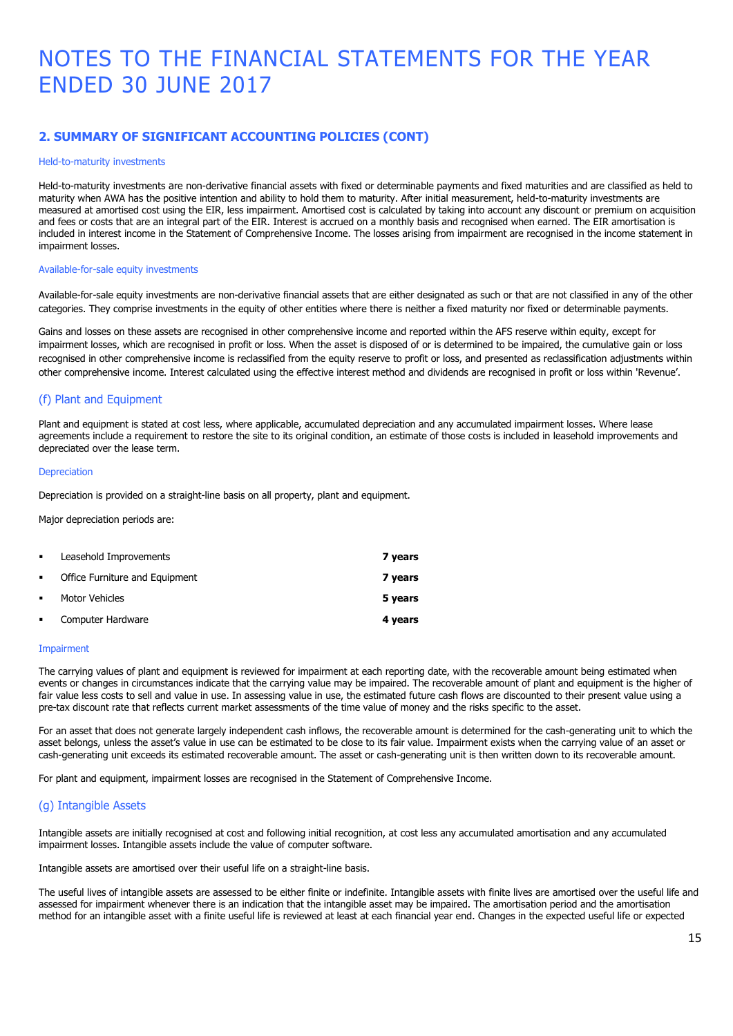# NOTES TO THE FINANCIAL STATEMENTS FOR THE YEAR ENDED 30 JUNE 2017

## 2. SUMMARY OF SIGNIFICANT ACCOUNTING POLICIES (CONT)

#### Held-to-maturity investments

Held-to-maturity investments are non-derivative financial assets with fixed or determinable payments and fixed maturities and are classified as held to maturity when AWA has the positive intention and ability to hold them to maturity. After initial measurement, held-to-maturity investments are measured at amortised cost using the EIR, less impairment. Amortised cost is calculated by taking into account any discount or premium on acquisition and fees or costs that are an integral part of the EIR. Interest is accrued on a monthly basis and recognised when earned. The EIR amortisation is included in interest income in the Statement of Comprehensive Income. The losses arising from impairment are recognised in the income statement in impairment losses.

#### Available-for-sale equity investments

Available-for-sale equity investments are non-derivative financial assets that are either designated as such or that are not classified in any of the other categories. They comprise investments in the equity of other entities where there is neither a fixed maturity nor fixed or determinable payments.

Gains and losses on these assets are recognised in other comprehensive income and reported within the AFS reserve within equity, except for impairment losses, which are recognised in profit or loss. When the asset is disposed of or is determined to be impaired, the cumulative gain or loss recognised in other comprehensive income is reclassified from the equity reserve to profit or loss, and presented as reclassification adjustments within other comprehensive income. Interest calculated using the effective interest method and dividends are recognised in profit or loss within 'Revenue'.

### (f) Plant and Equipment

Plant and equipment is stated at cost less, where applicable, accumulated depreciation and any accumulated impairment losses. Where lease agreements include a requirement to restore the site to its original condition, an estimate of those costs is included in leasehold improvements and depreciated over the lease term.

#### Depreciation

Depreciation is provided on a straight-line basis on all property, plant and equipment.

Major depreciation periods are:

- Leasehold Improvements **7 years**
- Office Furniture and Equipment **7 years**
- Motor Vehicles **5 years**
- Computer Hardware **4 years**

#### Impairment

The carrying values of plant and equipment is reviewed for impairment at each reporting date, with the recoverable amount being estimated when events or changes in circumstances indicate that the carrying value may be impaired. The recoverable amount of plant and equipment is the higher of fair value less costs to sell and value in use. In assessing value in use, the estimated future cash flows are discounted to their present value using a pre-tax discount rate that reflects current market assessments of the time value of money and the risks specific to the asset.

For an asset that does not generate largely independent cash inflows, the recoverable amount is determined for the cash-generating unit to which the asset belongs, unless the asset's value in use can be estimated to be close to its fair value. Impairment exists when the carrying value of an asset or cash-generating unit exceeds its estimated recoverable amount. The asset or cash-generating unit is then written down to its recoverable amount.

For plant and equipment, impairment losses are recognised in the Statement of Comprehensive Income.

### (g) Intangible Assets

Intangible assets are initially recognised at cost and following initial recognition, at cost less any accumulated amortisation and any accumulated impairment losses. Intangible assets include the value of computer software.

Intangible assets are amortised over their useful life on a straight-line basis.

The useful lives of intangible assets are assessed to be either finite or indefinite. Intangible assets with finite lives are amortised over the useful life and assessed for impairment whenever there is an indication that the intangible asset may be impaired. The amortisation period and the amortisation method for an intangible asset with a finite useful life is reviewed at least at each financial year end. Changes in the expected useful life or expected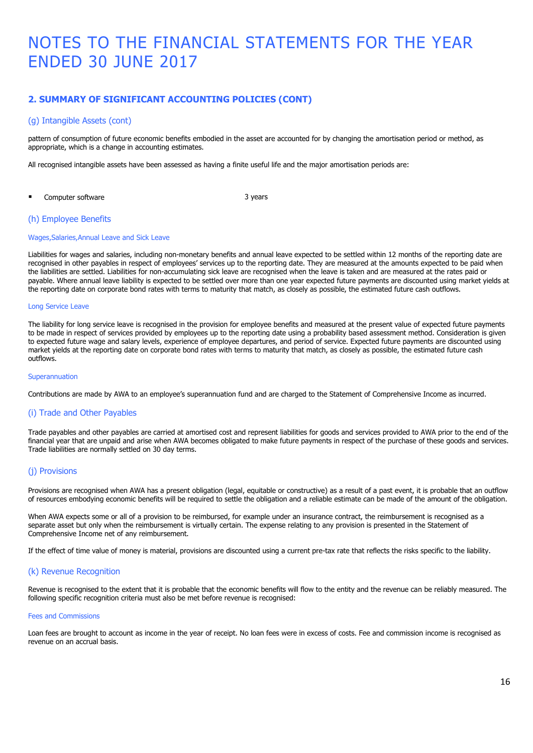# NOTES TO THE FINANCIAL STATEMENTS FOR THE YEAR ENDED 30 JUNE 2017

## 2. SUMMARY OF SIGNIFICANT ACCOUNTING POLICIES (CONT)

### (g) Intangible Assets (cont)

pattern of consumption of future economic benefits embodied in the asset are accounted for by changing the amortisation period or method, as appropriate, which is a change in accounting estimates.

All recognised intangible assets have been assessed as having a finite useful life and the major amortisation periods are:

- Computer software 3 years

### (h) Employee Benefits

#### Wages,Salaries,Annual Leave and Sick Leave

Liabilities for wages and salaries, including non-monetary benefits and annual leave expected to be settled within 12 months of the reporting date are recognised in other payables in respect of employees' services up to the reporting date. They are measured at the amounts expected to be paid when the liabilities are settled. Liabilities for non-accumulating sick leave are recognised when the leave is taken and are measured at the rates paid or payable. Where annual leave liability is expected to be settled over more than one year expected future payments are discounted using market yields at the reporting date on corporate bond rates with terms to maturity that match, as closely as possible, the estimated future cash outflows.

#### Long Service Leave

The liability for long service leave is recognised in the provision for employee benefits and measured at the present value of expected future payments to be made in respect of services provided by employees up to the reporting date using a probability based assessment method. Consideration is given to expected future wage and salary levels, experience of employee departures, and period of service. Expected future payments are discounted using market yields at the reporting date on corporate bond rates with terms to maturity that match, as closely as possible, the estimated future cash outflows.

#### Superannuation

Contributions are made by AWA to an employee's superannuation fund and are charged to the Statement of Comprehensive Income as incurred.

### (i) Trade and Other Payables

Trade payables and other payables are carried at amortised cost and represent liabilities for goods and services provided to AWA prior to the end of the financial year that are unpaid and arise when AWA becomes obligated to make future payments in respect of the purchase of these goods and services. Trade liabilities are normally settled on 30 day terms.

### (j) Provisions

Provisions are recognised when AWA has a present obligation (legal, equitable or constructive) as a result of a past event, it is probable that an outflow of resources embodying economic benefits will be required to settle the obligation and a reliable estimate can be made of the amount of the obligation.

When AWA expects some or all of a provision to be reimbursed, for example under an insurance contract, the reimbursement is recognised as a separate asset but only when the reimbursement is virtually certain. The expense relating to any provision is presented in the Statement of Comprehensive Income net of any reimbursement.

If the effect of time value of money is material, provisions are discounted using a current pre-tax rate that reflects the risks specific to the liability.

### (k) Revenue Recognition

Revenue is recognised to the extent that it is probable that the economic benefits will flow to the entity and the revenue can be reliably measured. The following specific recognition criteria must also be met before revenue is recognised:

#### Fees and Commissions

Loan fees are brought to account as income in the year of receipt. No loan fees were in excess of costs. Fee and commission income is recognised as revenue on an accrual basis.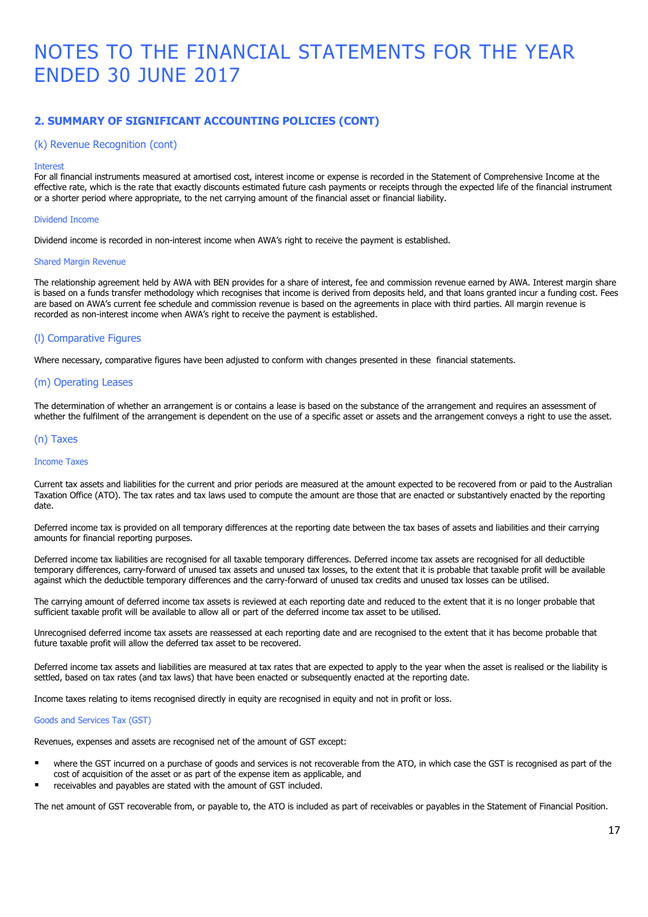# NOTES TO THE FINANCIAL STATEMENTS FOR THE YEAR ENDED 30 JUNE 2017

## 2. SUMMARY OF SIGNIFICANT ACCOUNTING POLICIES (CONT)

### (k) Revenue Recognition (cont)

#### Interest

For all financial instruments measured at amortised cost, interest income or expense is recorded in the Statement of Comprehensive Income at the effective rate, which is the rate that exactly discounts estimated future cash payments or receipts through the expected life of the financial instrument or a shorter period where appropriate, to the net carrying amount of the financial asset or financial liability.

#### Dividend Income

Dividend income is recorded in non-interest income when AWA's right to receive the payment is established.

#### Shared Margin Revenue

The relationship agreement held by AWA with BEN provides for a share of interest, fee and commission revenue earned by AWA. Interest margin share is based on a funds transfer methodology which recognises that income is derived from deposits held, and that loans granted incur a funding cost. Fees are based on AWA's current fee schedule and commission revenue is based on the agreements in place with third parties. All margin revenue is recorded as non-interest income when AWA's right to receive the payment is established.

### (l) Comparative Figures

Where necessary, comparative figures have been adjusted to conform with changes presented in these financial statements.

### (m) Operating Leases

The determination of whether an arrangement is or contains a lease is based on the substance of the arrangement and requires an assessment of whether the fulfilment of the arrangement is dependent on the use of a specific asset or assets and the arrangement conveys a right to use the asset.

### (n) Taxes

#### Income Taxes

Current tax assets and liabilities for the current and prior periods are measured at the amount expected to be recovered from or paid to the Australian Taxation Office (ATO). The tax rates and tax laws used to compute the amount are those that are enacted or substantively enacted by the reporting date.

Deferred income tax is provided on all temporary differences at the reporting date between the tax bases of assets and liabilities and their carrying amounts for financial reporting purposes.

Deferred income tax liabilities are recognised for all taxable temporary differences. Deferred income tax assets are recognised for all deductible temporary differences, carry-forward of unused tax assets and unused tax losses, to the extent that it is probable that taxable profit will be available against which the deductible temporary differences and the carry-forward of unused tax credits and unused tax losses can be utilised.

The carrying amount of deferred income tax assets is reviewed at each reporting date and reduced to the extent that it is no longer probable that sufficient taxable profit will be available to allow all or part of the deferred income tax asset to be utilised.

Unrecognised deferred income tax assets are reassessed at each reporting date and are recognised to the extent that it has become probable that future taxable profit will allow the deferred tax asset to be recovered.

Deferred income tax assets and liabilities are measured at tax rates that are expected to apply to the year when the asset is realised or the liability is settled, based on tax rates (and tax laws) that have been enacted or subsequently enacted at the reporting date.

Income taxes relating to items recognised directly in equity are recognised in equity and not in profit or loss.

#### Goods and Services Tax (GST)

Revenues, expenses and assets are recognised net of the amount of GST except:

- where the GST incurred on a purchase of goods and services is not recoverable from the ATO, in which case the GST is recognised as part of the cost of acquisition of the asset or as part of the expense item as applicable, and
- receivables and payables are stated with the amount of GST included.

The net amount of GST recoverable from, or payable to, the ATO is included as part of receivables or payables in the Statement of Financial Position.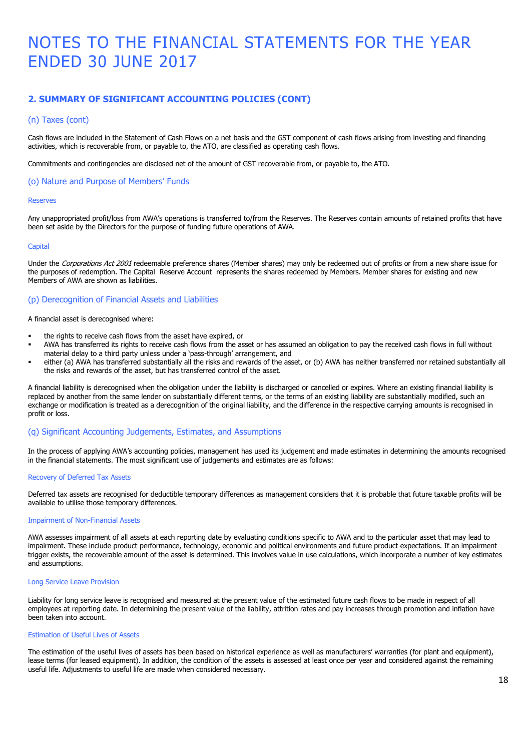# NOTES TO THE FINANCIAL STATEMENTS FOR THE YEAR ENDED 30 JUNE 2017

## 2. SUMMARY OF SIGNIFICANT ACCOUNTING POLICIES (CONT)

### (n) Taxes (cont)

Cash flows are included in the Statement of Cash Flows on a net basis and the GST component of cash flows arising from investing and financing activities, which is recoverable from, or payable to, the ATO, are classified as operating cash flows.

Commitments and contingencies are disclosed net of the amount of GST recoverable from, or payable to, the ATO.

### (o) Nature and Purpose of Members' Funds

#### Reserves

Any unappropriated profit/loss from AWA's operations is transferred to/from the Reserves. The Reserves contain amounts of retained profits that have been set aside by the Directors for the purpose of funding future operations of AWA.

#### Capital

Under the *Corporations Act 2001* redeemable preference shares (Member shares) may only be redeemed out of profits or from a new share issue for the purposes of redemption. The Capital Reserve Account represents the shares redeemed by Members. Member shares for existing and new Members of AWA are shown as liabilities.

### (p) Derecognition of Financial Assets and Liabilities

A financial asset is derecognised where:

- the rights to receive cash flows from the asset have expired, or
- AWA has transferred its rights to receive cash flows from the asset or has assumed an obligation to pay the received cash flows in full without material delay to a third party unless under a 'pass-through' arrangement, and
- either (a) AWA has transferred substantially all the risks and rewards of the asset, or (b) AWA has neither transferred nor retained substantially all the risks and rewards of the asset, but has transferred control of the asset.

A financial liability is derecognised when the obligation under the liability is discharged or cancelled or expires. Where an existing financial liability is replaced by another from the same lender on substantially different terms, or the terms of an existing liability are substantially modified, such an exchange or modification is treated as a derecognition of the original liability, and the difference in the respective carrying amounts is recognised in profit or loss.

### (q) Significant Accounting Judgements, Estimates, and Assumptions

In the process of applying AWA's accounting policies, management has used its judgement and made estimates in determining the amounts recognised in the financial statements. The most significant use of judgements and estimates are as follows:

#### Recovery of Deferred Tax Assets

Deferred tax assets are recognised for deductible temporary differences as management considers that it is probable that future taxable profits will be available to utilise those temporary differences.

#### Impairment of Non-Financial Assets

AWA assesses impairment of all assets at each reporting date by evaluating conditions specific to AWA and to the particular asset that may lead to impairment. These include product performance, technology, economic and political environments and future product expectations. If an impairment trigger exists, the recoverable amount of the asset is determined. This involves value in use calculations, which incorporate a number of key estimates and assumptions.

#### Long Service Leave Provision

Liability for long service leave is recognised and measured at the present value of the estimated future cash flows to be made in respect of all employees at reporting date. In determining the present value of the liability, attrition rates and pay increases through promotion and inflation have been taken into account.

#### Estimation of Useful Lives of Assets

The estimation of the useful lives of assets has been based on historical experience as well as manufacturers' warranties (for plant and equipment), lease terms (for leased equipment). In addition, the condition of the assets is assessed at least once per year and considered against the remaining useful life. Adjustments to useful life are made when considered necessary.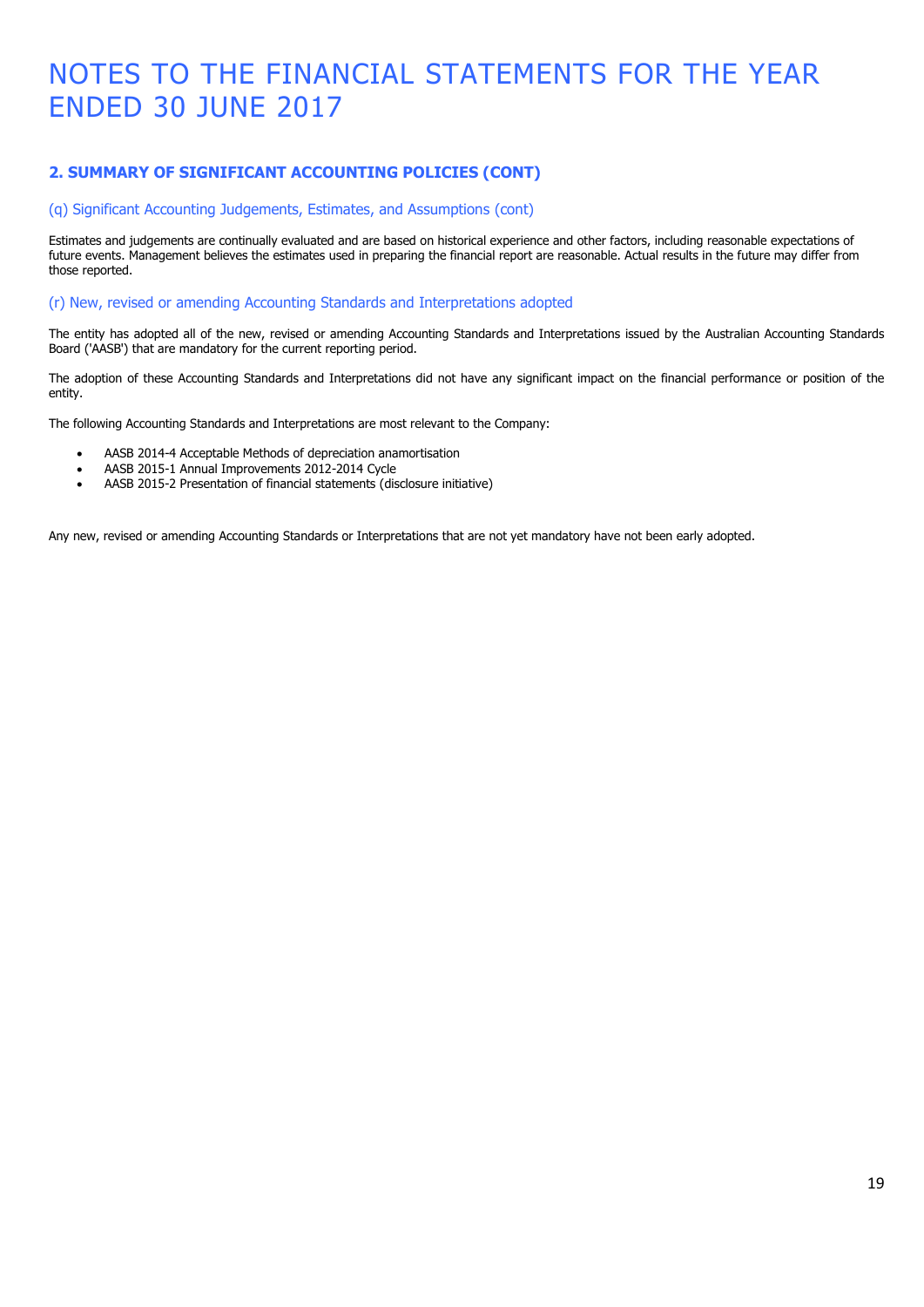# NOTES TO THE FINANCIAL STATEMENTS FOR THE YEAR ENDED 30 JUNE 2017

## 2. SUMMARY OF SIGNIFICANT ACCOUNTING POLICIES (CONT)

### (q) Significant Accounting Judgements, Estimates, and Assumptions (cont)

Estimates and judgements are continually evaluated and are based on historical experience and other factors, including reasonable expectations of future events. Management believes the estimates used in preparing the financial report are reasonable. Actual results in the future may differ from those reported.

### (r) New, revised or amending Accounting Standards and Interpretations adopted

The entity has adopted all of the new, revised or amending Accounting Standards and Interpretations issued by the Australian Accounting Standards Board ('AASB') that are mandatory for the current reporting period.

The adoption of these Accounting Standards and Interpretations did not have any significant impact on the financial performance or position of the entity.

The following Accounting Standards and Interpretations are most relevant to the Company:

- AASB 2014-4 Acceptable Methods of depreciation anamortisation
- AASB 2015-1 Annual Improvements 2012-2014 Cycle
- AASB 2015-2 Presentation of financial statements (disclosure initiative)

Any new, revised or amending Accounting Standards or Interpretations that are not yet mandatory have not been early adopted.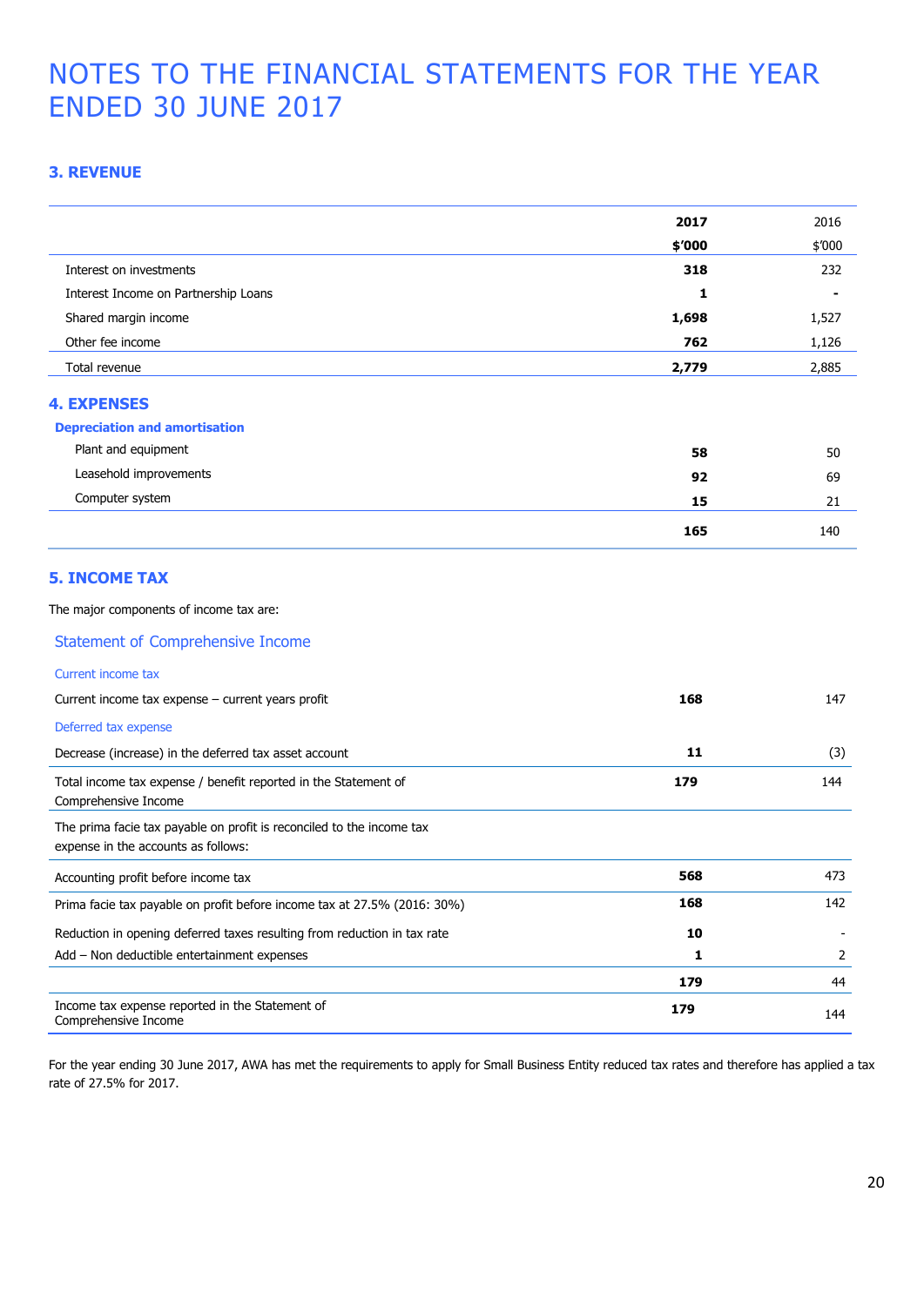# NOTES TO THE FINANCIAL STATEMENTS FOR THE YEAR ENDED 30 JUNE 2017

## 3. REVENUE

| | **2017** | 2016 |
|---|---|---|
| | **$'000** | $'000 |
| Interest on investments | **318** | 232 |
| Interest Income on Partnership Loans | **1** | **-** |
| Shared margin income | **1,698** | 1,527 |
| Other fee income | **762** | 1,126 |
| Total revenue | **2,779** | 2,885 |

## 4. EXPENSES

### Depreciation and amortisation

| | | |
|---|---|---|
| Plant and equipment | **58** | 50 |
| Leasehold improvements | **92** | 69 |
| Computer system | **15** | 21 |
| | **165** | 140 |

## 5. INCOME TAX

The major components of income tax are:

### Statement of Comprehensive Income

| | | |
|---|---|---|
| *Current income tax* | | |
| Current income tax expense – current years profit | **168** | 147 |
| *Deferred tax expense* | | |
| Decrease (increase) in the deferred tax asset account | **11** | (3) |
| Total income tax expense / benefit reported in the Statement of Comprehensive Income | **179** | 144 |
| The prima facie tax payable on profit is reconciled to the income tax expense in the accounts as follows: | | |
| Accounting profit before income tax | **568** | 473 |
| Prima facie tax payable on profit before income tax at 27.5% (2016: 30%) | **168** | 142 |
| Reduction in opening deferred taxes resulting from reduction in tax rate | **10** | - |
| Add – Non deductible entertainment expenses | **1** | 2 |
| | **179** | 44 |
| Income tax expense reported in the Statement of Comprehensive Income | **179** | 144 |

For the year ending 30 June 2017, AWA has met the requirements to apply for Small Business Entity reduced tax rates and therefore has applied a tax rate of 27.5% for 2017.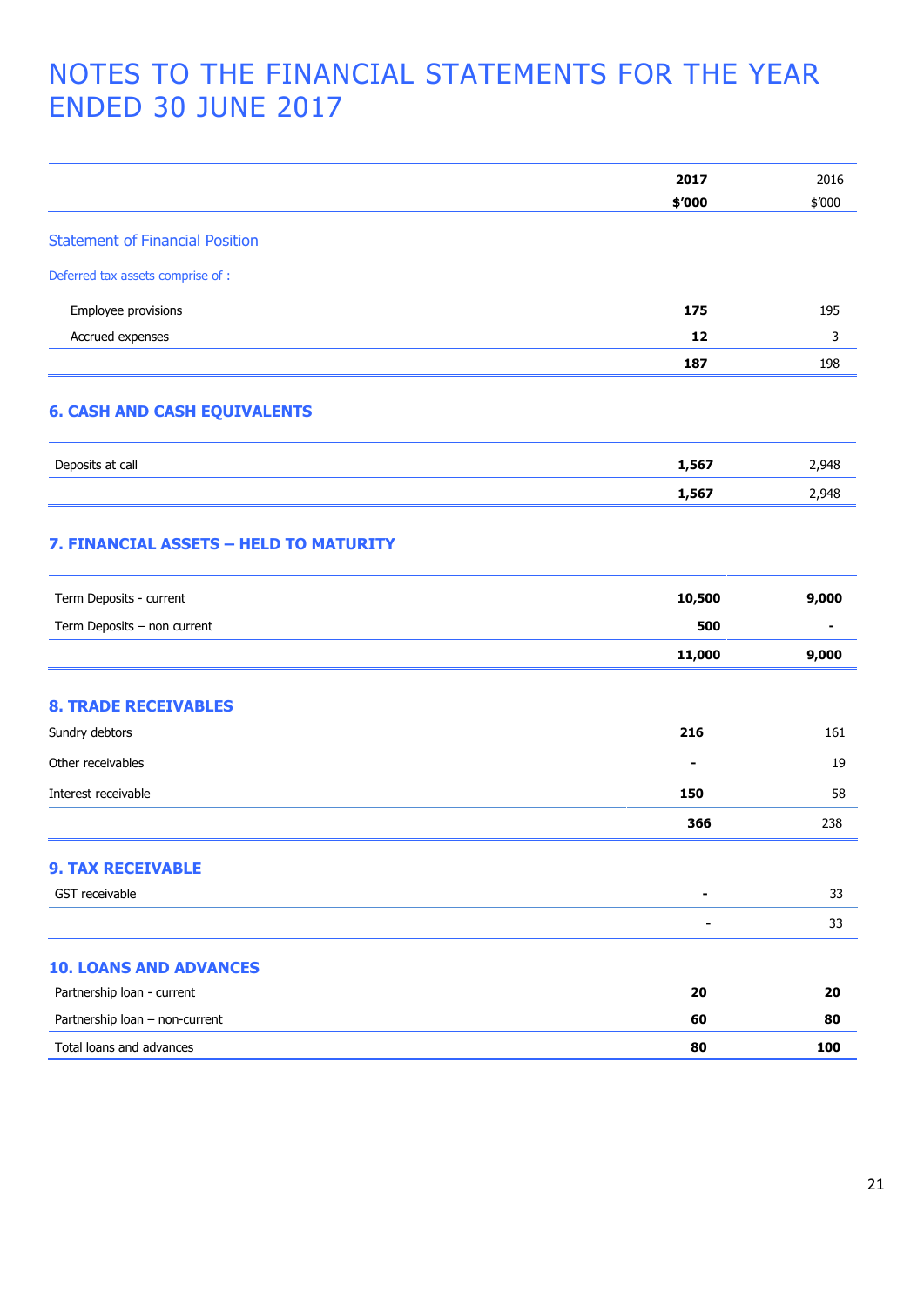# NOTES TO THE FINANCIAL STATEMENTS FOR THE YEAR ENDED 30 JUNE 2017

| | 2017 $'000 | 2016 $'000 |
|---|---|---|
| **Statement of Financial Position** | | |
| Deferred tax assets comprise of : | | |
| Employee provisions | **175** | 195 |
| Accrued expenses | **12** | 3 |
| | **187** | 198 |

### 6. CASH AND CASH EQUIVALENTS

| | 2017 $'000 | 2016 $'000 |
|---|---|---|
| Deposits at call | **1,567** | 2,948 |
| | **1,567** | 2,948 |

### 7. FINANCIAL ASSETS – HELD TO MATURITY

| | 2017 $'000 | 2016 $'000 |
|---|---|---|
| Term Deposits - current | **10,500** | **9,000** |
| Term Deposits – non current | **500** | **-** |
| | **11,000** | **9,000** |

### 8. TRADE RECEIVABLES

| | 2017 $'000 | 2016 $'000 |
|---|---|---|
| Sundry debtors | **216** | 161 |
| Other receivables | **-** | 19 |
| Interest receivable | **150** | 58 |
| | **366** | 238 |

### 9. TAX RECEIVABLE

| | 2017 $'000 | 2016 $'000 |
|---|---|---|
| GST receivable | **-** | 33 |
| | **-** | 33 |

### 10. LOANS AND ADVANCES

| | 2017 $'000 | 2016 $'000 |
|---|---|---|
| Partnership loan - current | **20** | **20** |
| Partnership loan – non-current | **60** | **80** |
| Total loans and advances | **80** | **100** |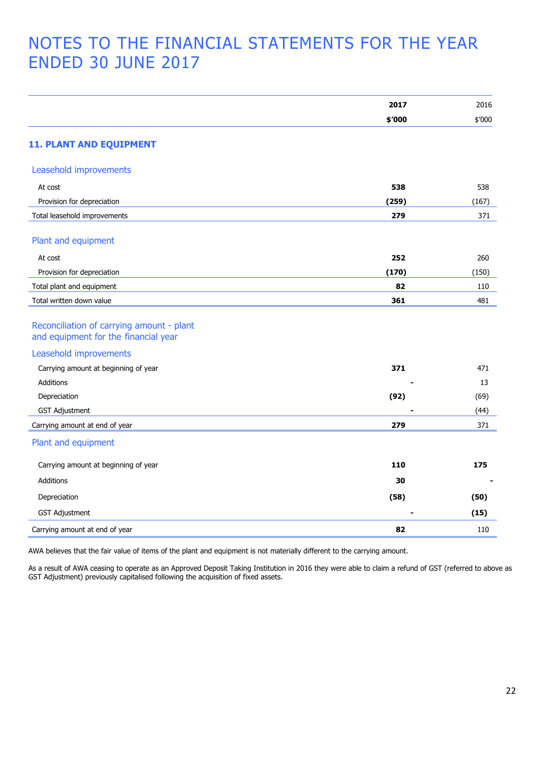# NOTES TO THE FINANCIAL STATEMENTS FOR THE YEAR ENDED 30 JUNE 2017

| | **2017** | 2016 |
|---|---|---|
| | **$'000** | $'000 |

## 11. PLANT AND EQUIPMENT

| | **2017 $'000** | 2016 $'000 |
|---|---|---|
| **Leasehold improvements** | | |
| At cost | **538** | 538 |
| Provision for depreciation | **(259)** | (167) |
| Total leasehold improvements | **279** | 371 |
| **Plant and equipment** | | |
| At cost | **252** | 260 |
| Provision for depreciation | **(170)** | (150) |
| Total plant and equipment | **82** | 110 |
| Total written down value | **361** | 481 |

### Reconciliation of carrying amount - plant and equipment for the financial year

| | **2017 $'000** | 2016 $'000 |
|---|---|---|
| **Leasehold improvements** | | |
| Carrying amount at beginning of year | **371** | 471 |
| Additions | **-** | 13 |
| Depreciation | **(92)** | (69) |
| GST Adjustment | **-** | (44) |
| Carrying amount at end of year | **279** | 371 |
| **Plant and equipment** | | |
| Carrying amount at beginning of year | **110** | **175** |
| Additions | **30** | **-** |
| Depreciation | **(58)** | **(50)** |
| GST Adjustment | **-** | **(15)** |
| Carrying amount at end of year | **82** | 110 |

AWA believes that the fair value of items of the plant and equipment is not materially different to the carrying amount.

As a result of AWA ceasing to operate as an Approved Deposit Taking Institution in 2016 they were able to claim a refund of GST (referred to above as GST Adjustment) previously capitalised following the acquisition of fixed assets.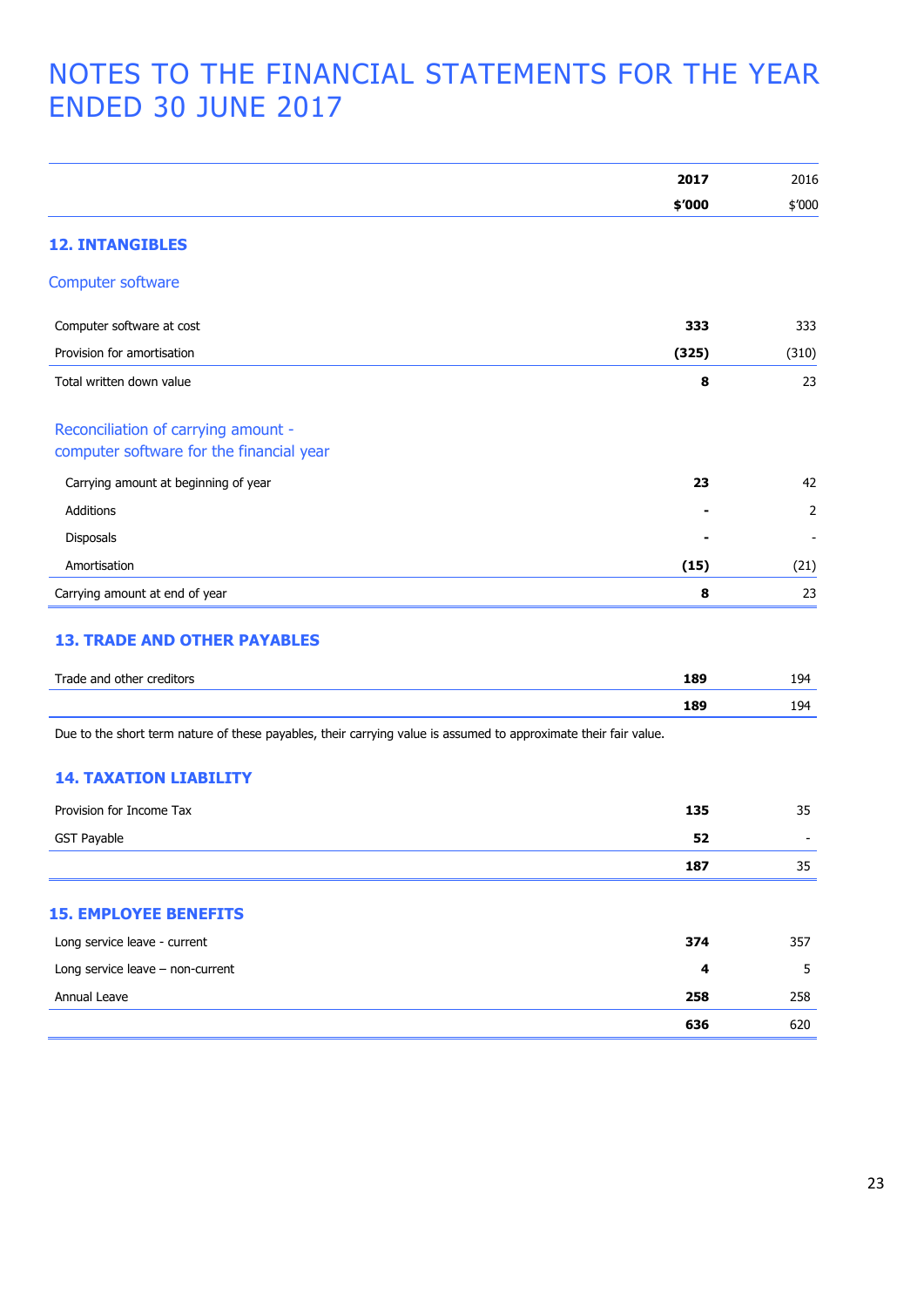# NOTES TO THE FINANCIAL STATEMENTS FOR THE YEAR ENDED 30 JUNE 2017

| | **2017** | 2016 |
|---|---|---|
| | **$'000** | $'000 |

## 12. INTANGIBLES

### Computer software

| | **2017 $'000** | 2016 $'000 |
|---|---|---|
| Computer software at cost | **333** | 333 |
| Provision for amortisation | **(325)** | (310) |
| Total written down value | **8** | 23 |

### Reconciliation of carrying amount - computer software for the financial year

| | **2017 $'000** | 2016 $'000 |
|---|---|---|
| Carrying amount at beginning of year | **23** | 42 |
| Additions | **-** | 2 |
| Disposals | **-** | - |
| Amortisation | **(15)** | (21) |
| Carrying amount at end of year | **8** | 23 |

## 13. TRADE AND OTHER PAYABLES

| | **2017 $'000** | 2016 $'000 |
|---|---|---|
| Trade and other creditors | **189** | 194 |
| | **189** | 194 |

Due to the short term nature of these payables, their carrying value is assumed to approximate their fair value.

## 14. TAXATION LIABILITY

| | **2017 $'000** | 2016 $'000 |
|---|---|---|
| Provision for Income Tax | **135** | 35 |
| GST Payable | **52** | - |
| | **187** | 35 |

## 15. EMPLOYEE BENEFITS

| | **2017 $'000** | 2016 $'000 |
|---|---|---|
| Long service leave - current | **374** | 357 |
| Long service leave – non-current | **4** | 5 |
| Annual Leave | **258** | 258 |
| | **636** | 620 |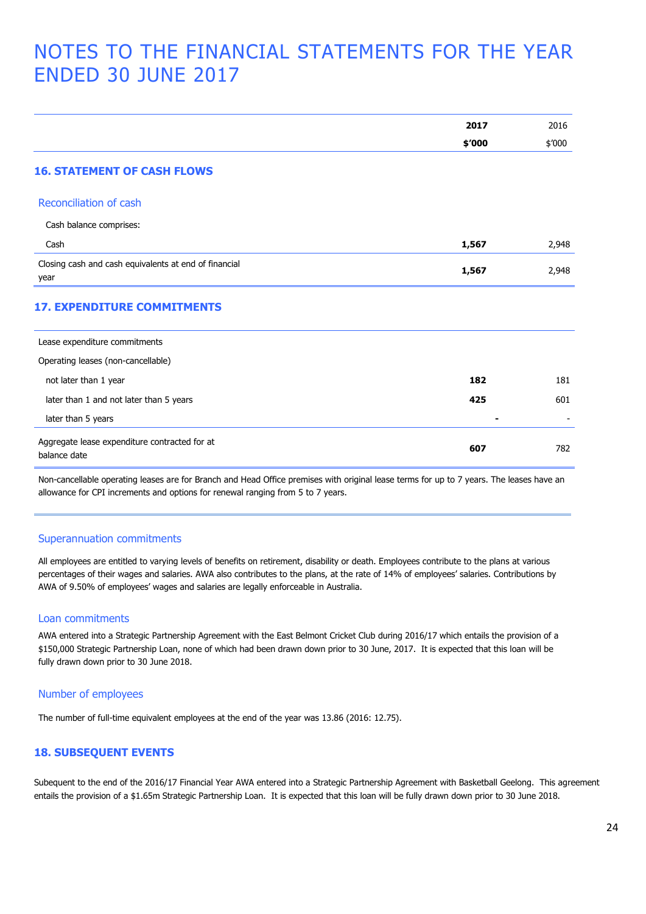# NOTES TO THE FINANCIAL STATEMENTS FOR THE YEAR ENDED 30 JUNE 2017

| | **2017** | 2016 |
|---|---|---|
| | **$'000** | $'000 |

## 16. STATEMENT OF CASH FLOWS

### Reconciliation of cash

| | **2017 $'000** | 2016 $'000 |
|---|---|---|
| Cash balance comprises: | | |
| Cash | **1,567** | 2,948 |
| Closing cash and cash equivalents at end of financial year | **1,567** | 2,948 |

## 17. EXPENDITURE COMMITMENTS

| | **2017 $'000** | 2016 $'000 |
|---|---|---|
| Lease expenditure commitments | | |
| Operating leases (non-cancellable) | | |
| not later than 1 year | **182** | 181 |
| later than 1 and not later than 5 years | **425** | 601 |
| later than 5 years | **-** | - |
| Aggregate lease expenditure contracted for at balance date | **607** | 782 |

Non-cancellable operating leases are for Branch and Head Office premises with original lease terms for up to 7 years. The leases have an allowance for CPI increments and options for renewal ranging from 5 to 7 years.

### Superannuation commitments

All employees are entitled to varying levels of benefits on retirement, disability or death. Employees contribute to the plans at various percentages of their wages and salaries. AWA also contributes to the plans, at the rate of 14% of employees' salaries. Contributions by AWA of 9.50% of employees' wages and salaries are legally enforceable in Australia.

### Loan commitments

AWA entered into a Strategic Partnership Agreement with the East Belmont Cricket Club during 2016/17 which entails the provision of a $150,000 Strategic Partnership Loan, none of which had been drawn down prior to 30 June, 2017. It is expected that this loan will be fully drawn down prior to 30 June 2018.

### Number of employees

The number of full-time equivalent employees at the end of the year was 13.86 (2016: 12.75).

## 18. SUBSEQUENT EVENTS

Subsequent to the end of the 2016/17 Financial Year AWA entered into a Strategic Partnership Agreement with Basketball Geelong. This agreement entails the provision of a $1.65m Strategic Partnership Loan. It is expected that this loan will be fully drawn down prior to 30 June 2018.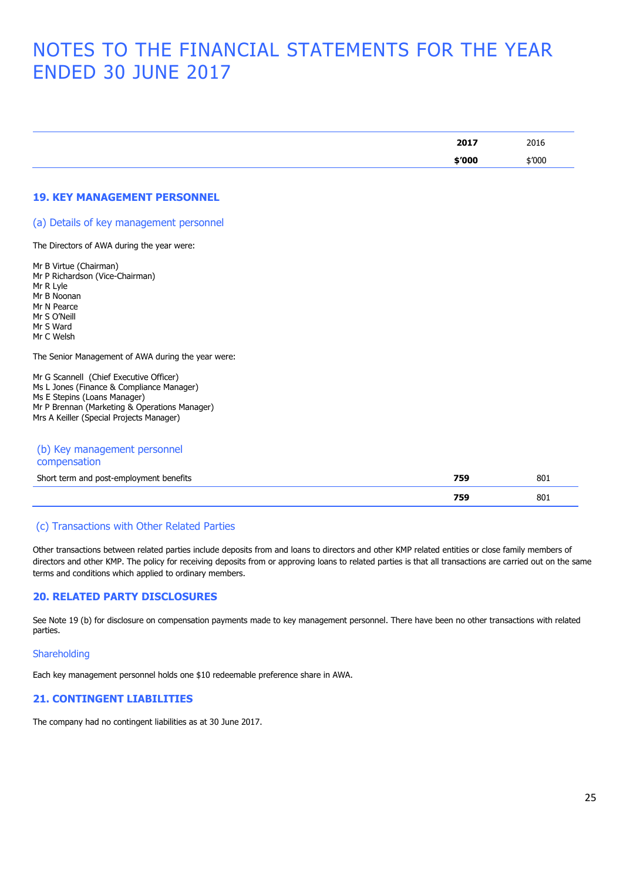# NOTES TO THE FINANCIAL STATEMENTS FOR THE YEAR ENDED 30 JUNE 2017

| | 2017 | 2016 |
|---|---|---|
| | $'000 | $'000 |

## 19. KEY MANAGEMENT PERSONNEL

### (a) Details of key management personnel

The Directors of AWA during the year were:

Mr B Virtue (Chairman)
Mr P Richardson (Vice-Chairman)
Mr R Lyle
Mr B Noonan
Mr N Pearce
Mr S O'Neill
Mr S Ward
Mr C Welsh

The Senior Management of AWA during the year were:

Mr G Scannell (Chief Executive Officer)
Ms L Jones (Finance & Compliance Manager)
Ms E Stepins (Loans Manager)
Mr P Brennan (Marketing & Operations Manager)
Mrs A Keiller (Special Projects Manager)

### (b) Key management personnel compensation

| | 2017 | 2016 |
|---|---|---|
| Short term and post-employment benefits | **759** | 801 |
| | **759** | 801 |

### (c) Transactions with Other Related Parties

Other transactions between related parties include deposits from and loans to directors and other KMP related entities or close family members of directors and other KMP. The policy for receiving deposits from or approving loans to related parties is that all transactions are carried out on the same terms and conditions which applied to ordinary members.

## 20. RELATED PARTY DISCLOSURES

See Note 19 (b) for disclosure on compensation payments made to key management personnel. There have been no other transactions with related parties.

### Shareholding

Each key management personnel holds one $10 redeemable preference share in AWA.

## 21. CONTINGENT LIABILITIES

The company had no contingent liabilities as at 30 June 2017.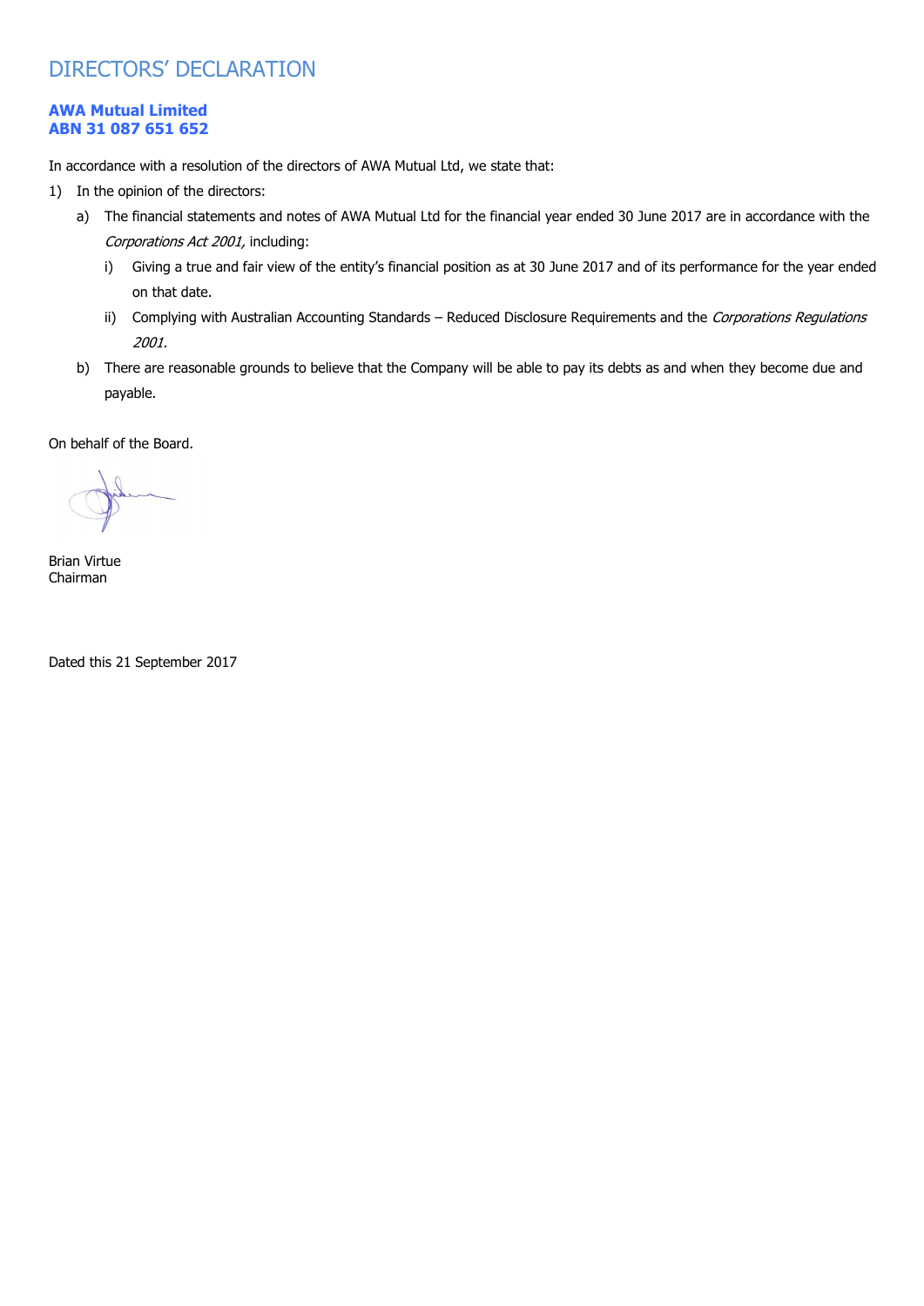# DIRECTORS' DECLARATION

**AWA Mutual Limited**
**ABN 31 087 651 652**

In accordance with a resolution of the directors of AWA Mutual Ltd, we state that:

1) In the opinion of the directors:
   a) The financial statements and notes of AWA Mutual Ltd for the financial year ended 30 June 2017 are in accordance with the *Corporations Act 2001,* including:
      i) Giving a true and fair view of the entity's financial position as at 30 June 2017 and of its performance for the year ended on that date.
      ii) Complying with Australian Accounting Standards – Reduced Disclosure Requirements and the *Corporations Regulations 2001.*
   b) There are reasonable grounds to believe that the Company will be able to pay its debts as and when they become due and payable.

On behalf of the Board.

Brian Virtue
Chairman

Dated this 21 September 2017